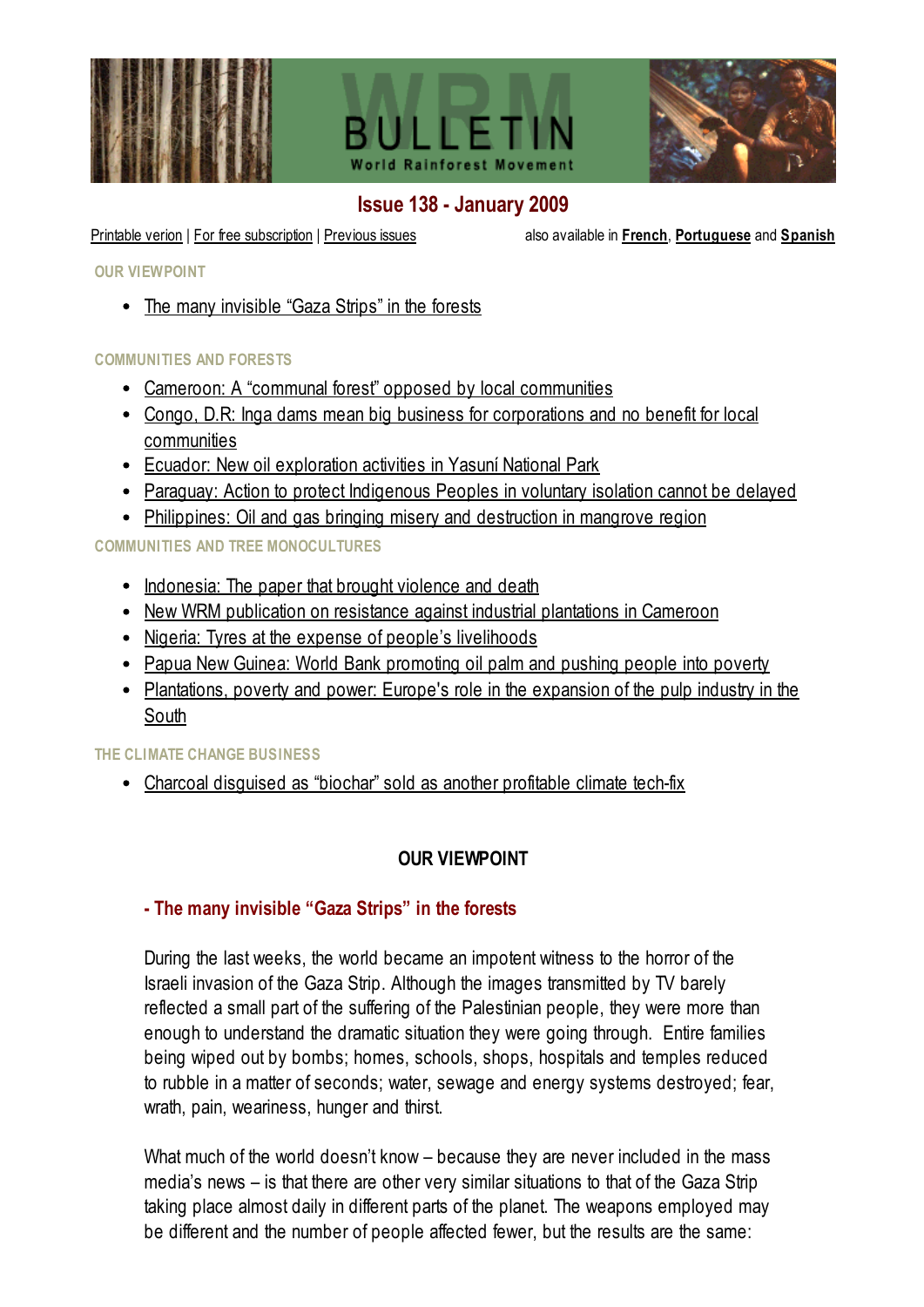# BULLETIN

World Rainforest Movement

## Issue 138 - January 2009

Printable verion | For free subscription | Previous issues                also available in **French**, **Portuguese** and **Spanish**

OUR VIEWPOINT

- The many invisible "Gaza Strips" in the forests

COMMUNITIES AND FORESTS

- Cameroon: A "communal forest" opposed by local communities
- Congo, D.R: Inga dams mean big business for corporations and no benefit for local communities
- Ecuador: New oil exploration activities in Yasuní National Park
- Paraguay: Action to protect Indigenous Peoples in voluntary isolation cannot be delayed
- Philippines: Oil and gas bringing misery and destruction in mangrove region

COMMUNITIES AND TREE MONOCULTURES

- Indonesia: The paper that brought violence and death
- New WRM publication on resistance against industrial plantations in Cameroon
- Nigeria: Tyres at the expense of people's livelihoods
- Papua New Guinea: World Bank promoting oil palm and pushing people into poverty
- Plantations, poverty and power: Europe's role in the expansion of the pulp industry in the South

THE CLIMATE CHANGE BUSINESS

- Charcoal disguised as "biochar" sold as another profitable climate tech-fix

## OUR VIEWPOINT

### - The many invisible "Gaza Strips" in the forests

During the last weeks, the world became an impotent witness to the horror of the Israeli invasion of the Gaza Strip. Although the images transmitted by TV barely reflected a small part of the suffering of the Palestinian people, they were more than enough to understand the dramatic situation they were going through. Entire families being wiped out by bombs; homes, schools, shops, hospitals and temples reduced to rubble in a matter of seconds; water, sewage and energy systems destroyed; fear, wrath, pain, weariness, hunger and thirst.

What much of the world doesn't know – because they are never included in the mass media's news – is that there are other very similar situations to that of the Gaza Strip taking place almost daily in different parts of the planet. The weapons employed may be different and the number of people affected fewer, but the results are the same: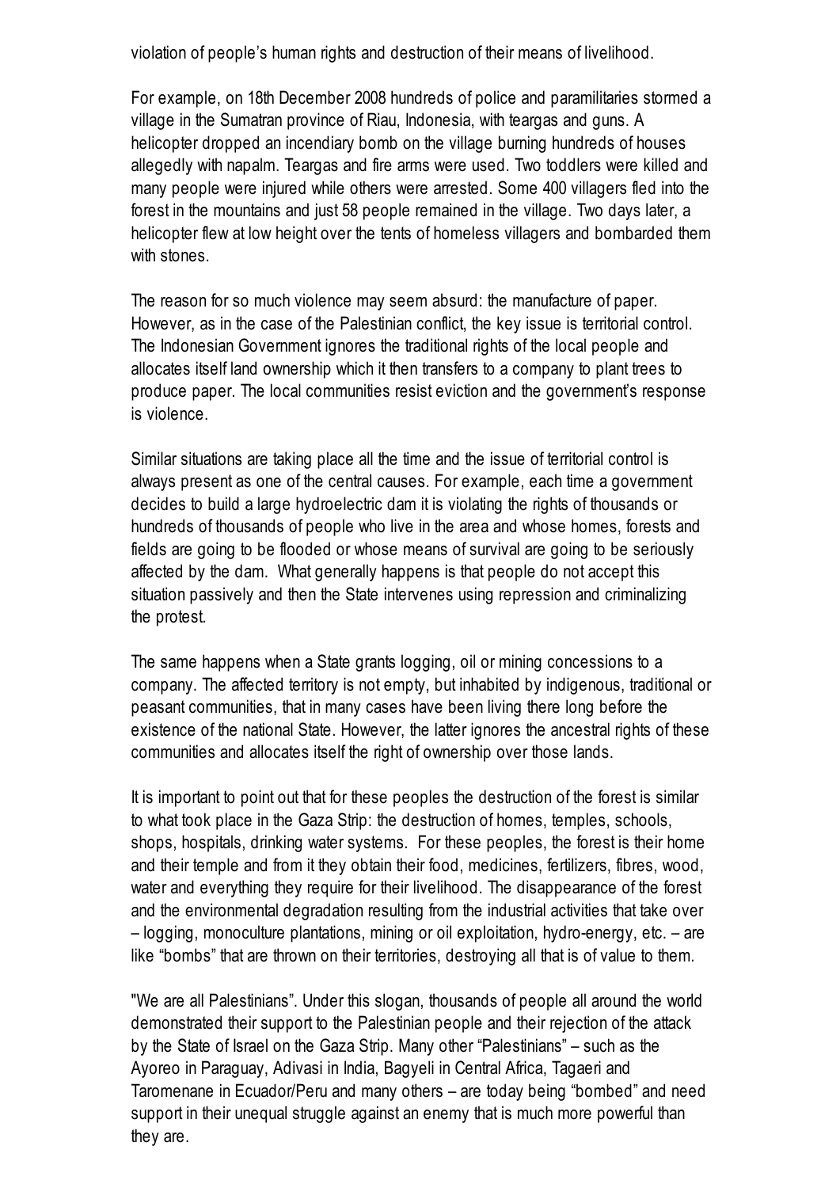violation of people's human rights and destruction of their means of livelihood.

For example, on 18th December 2008 hundreds of police and paramilitaries stormed a village in the Sumatran province of Riau, Indonesia, with teargas and guns. A helicopter dropped an incendiary bomb on the village burning hundreds of houses allegedly with napalm. Teargas and fire arms were used. Two toddlers were killed and many people were injured while others were arrested. Some 400 villagers fled into the forest in the mountains and just 58 people remained in the village. Two days later, a helicopter flew at low height over the tents of homeless villagers and bombarded them with stones.

The reason for so much violence may seem absurd: the manufacture of paper. However, as in the case of the Palestinian conflict, the key issue is territorial control. The Indonesian Government ignores the traditional rights of the local people and allocates itself land ownership which it then transfers to a company to plant trees to produce paper. The local communities resist eviction and the government's response is violence.

Similar situations are taking place all the time and the issue of territorial control is always present as one of the central causes. For example, each time a government decides to build a large hydroelectric dam it is violating the rights of thousands or hundreds of thousands of people who live in the area and whose homes, forests and fields are going to be flooded or whose means of survival are going to be seriously affected by the dam. What generally happens is that people do not accept this situation passively and then the State intervenes using repression and criminalizing the protest.

The same happens when a State grants logging, oil or mining concessions to a company. The affected territory is not empty, but inhabited by indigenous, traditional or peasant communities, that in many cases have been living there long before the existence of the national State. However, the latter ignores the ancestral rights of these communities and allocates itself the right of ownership over those lands.

It is important to point out that for these peoples the destruction of the forest is similar to what took place in the Gaza Strip: the destruction of homes, temples, schools, shops, hospitals, drinking water systems. For these peoples, the forest is their home and their temple and from it they obtain their food, medicines, fertilizers, fibres, wood, water and everything they require for their livelihood. The disappearance of the forest and the environmental degradation resulting from the industrial activities that take over – logging, monoculture plantations, mining or oil exploitation, hydro-energy, etc. – are like "bombs" that are thrown on their territories, destroying all that is of value to them.

"We are all Palestinians". Under this slogan, thousands of people all around the world demonstrated their support to the Palestinian people and their rejection of the attack by the State of Israel on the Gaza Strip. Many other "Palestinians" – such as the Ayoreo in Paraguay, Adivasi in India, Bagyeli in Central Africa, Tagaeri and Taromenane in Ecuador/Peru and many others – are today being "bombed" and need support in their unequal struggle against an enemy that is much more powerful than they are.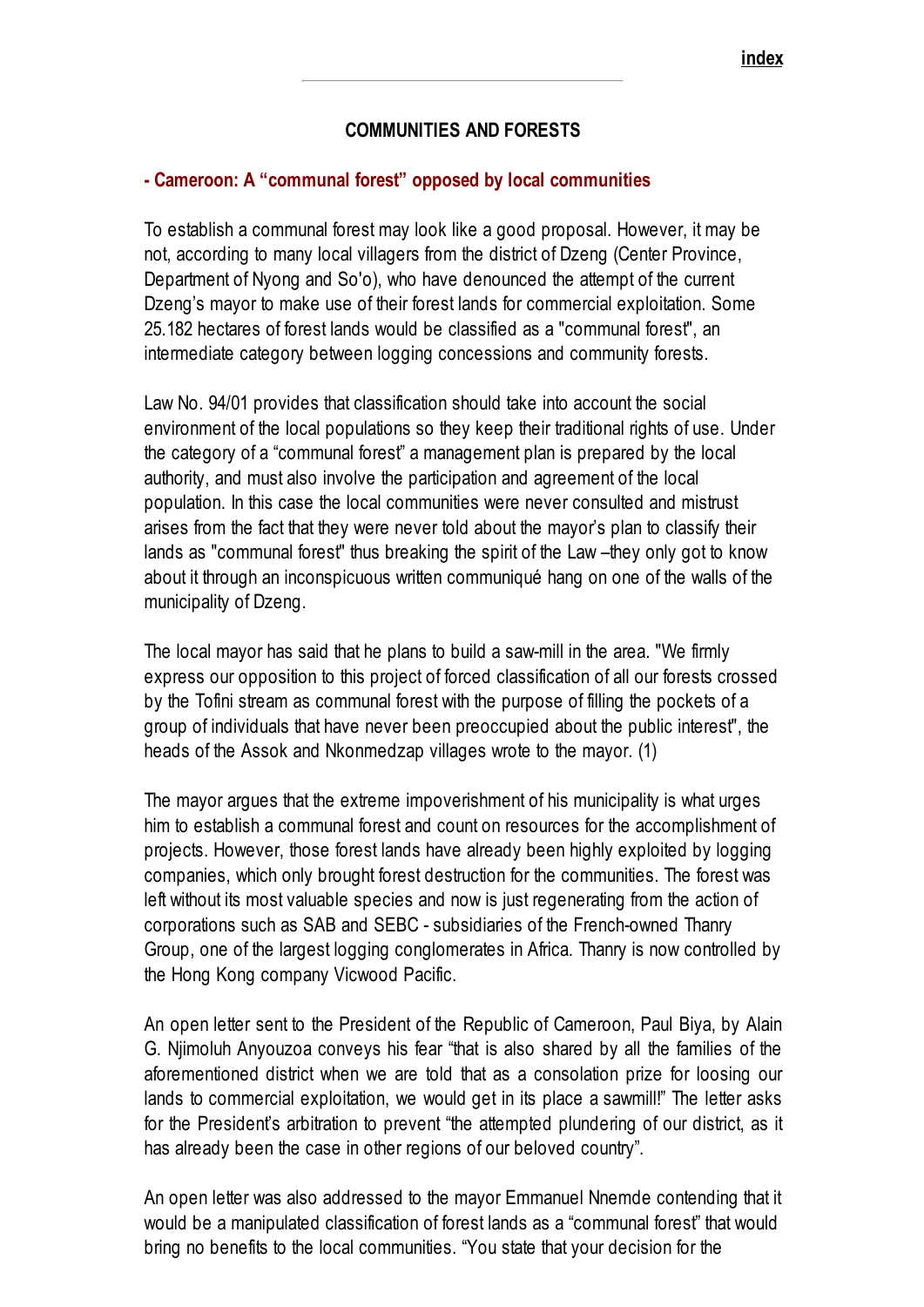## COMMUNITIES AND FORESTS

### - Cameroon: A “communal forest” opposed by local communities

To establish a communal forest may look like a good proposal. However, it may be not, according to many local villagers from the district of Dzeng (Center Province, Department of Nyong and So'o), who have denounced the attempt of the current Dzeng’s mayor to make use of their forest lands for commercial exploitation. Some 25.182 hectares of forest lands would be classified as a "communal forest", an intermediate category between logging concessions and community forests.

Law No. 94/01 provides that classification should take into account the social environment of the local populations so they keep their traditional rights of use. Under the category of a “communal forest” a management plan is prepared by the local authority, and must also involve the participation and agreement of the local population. In this case the local communities were never consulted and mistrust arises from the fact that they were never told about the mayor’s plan to classify their lands as "communal forest" thus breaking the spirit of the Law –they only got to know about it through an inconspicuous written communiqué hang on one of the walls of the municipality of Dzeng.

The local mayor has said that he plans to build a saw-mill in the area. "We firmly express our opposition to this project of forced classification of all our forests crossed by the Tofini stream as communal forest with the purpose of filling the pockets of a group of individuals that have never been preoccupied about the public interest", the heads of the Assok and Nkonmedzap villages wrote to the mayor. (1)

The mayor argues that the extreme impoverishment of his municipality is what urges him to establish a communal forest and count on resources for the accomplishment of projects. However, those forest lands have already been highly exploited by logging companies, which only brought forest destruction for the communities. The forest was left without its most valuable species and now is just regenerating from the action of corporations such as SAB and SEBC - subsidiaries of the French-owned Thanry Group, one of the largest logging conglomerates in Africa. Thanry is now controlled by the Hong Kong company Vicwood Pacific.

An open letter sent to the President of the Republic of Cameroon, Paul Biya, by Alain G. Njimoluh Anyouzoa conveys his fear “that is also shared by all the families of the aforementioned district when we are told that as a consolation prize for loosing our lands to commercial exploitation, we would get in its place a sawmill!” The letter asks for the President’s arbitration to prevent “the attempted plundering of our district, as it has already been the case in other regions of our beloved country”.

An open letter was also addressed to the mayor Emmanuel Nnemde contending that it would be a manipulated classification of forest lands as a “communal forest” that would bring no benefits to the local communities. “You state that your decision for the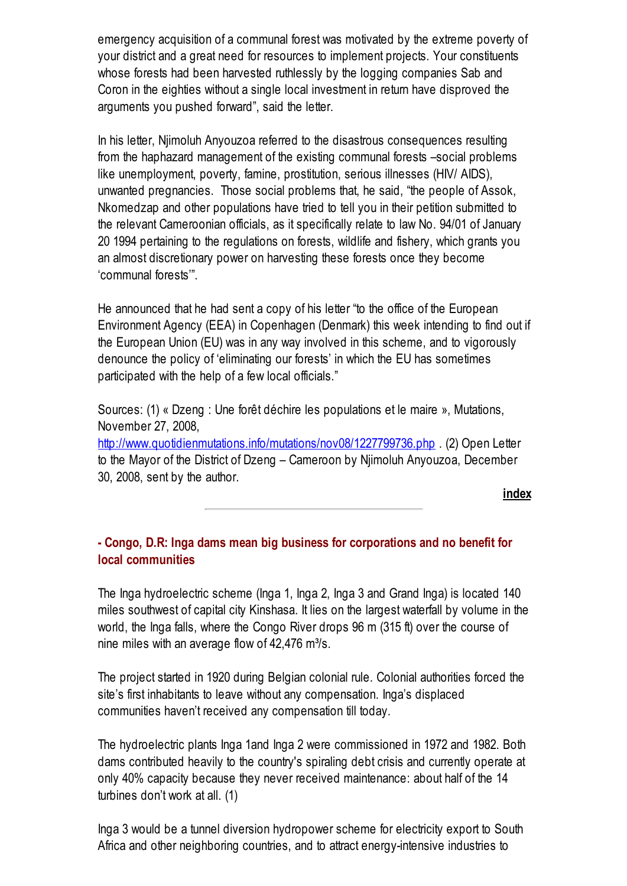emergency acquisition of a communal forest was motivated by the extreme poverty of your district and a great need for resources to implement projects. Your constituents whose forests had been harvested ruthlessly by the logging companies Sab and Coron in the eighties without a single local investment in return have disproved the arguments you pushed forward", said the letter.

In his letter, Njimoluh Anyouzoa referred to the disastrous consequences resulting from the haphazard management of the existing communal forests –social problems like unemployment, poverty, famine, prostitution, serious illnesses (HIV/ AIDS), unwanted pregnancies. Those social problems that, he said, "the people of Assok, Nkomedzap and other populations have tried to tell you in their petition submitted to the relevant Cameroonian officials, as it specifically relate to law No. 94/01 of January 20 1994 pertaining to the regulations on forests, wildlife and fishery, which grants you an almost discretionary power on harvesting these forests once they become 'communal forests'".

He announced that he had sent a copy of his letter "to the office of the European Environment Agency (EEA) in Copenhagen (Denmark) this week intending to find out if the European Union (EU) was in any way involved in this scheme, and to vigorously denounce the policy of 'eliminating our forests' in which the EU has sometimes participated with the help of a few local officials."

Sources: (1) « Dzeng : Une forêt déchire les populations et le maire », Mutations, November 27, 2008, http://www.quotidienmutations.info/mutations/nov08/1227799736.php . (2) Open Letter to the Mayor of the District of Dzeng – Cameroon by Njimoluh Anyouzoa, December 30, 2008, sent by the author.

**index**

---

### - Congo, D.R: Inga dams mean big business for corporations and no benefit for local communities

The Inga hydroelectric scheme (Inga 1, Inga 2, Inga 3 and Grand Inga) is located 140 miles southwest of capital city Kinshasa. It lies on the largest waterfall by volume in the world, the Inga falls, where the Congo River drops 96 m (315 ft) over the course of nine miles with an average flow of 42,476 m³/s.

The project started in 1920 during Belgian colonial rule. Colonial authorities forced the site's first inhabitants to leave without any compensation. Inga's displaced communities haven't received any compensation till today.

The hydroelectric plants Inga 1and Inga 2 were commissioned in 1972 and 1982. Both dams contributed heavily to the country's spiraling debt crisis and currently operate at only 40% capacity because they never received maintenance: about half of the 14 turbines don't work at all. (1)

Inga 3 would be a tunnel diversion hydropower scheme for electricity export to South Africa and other neighboring countries, and to attract energy-intensive industries to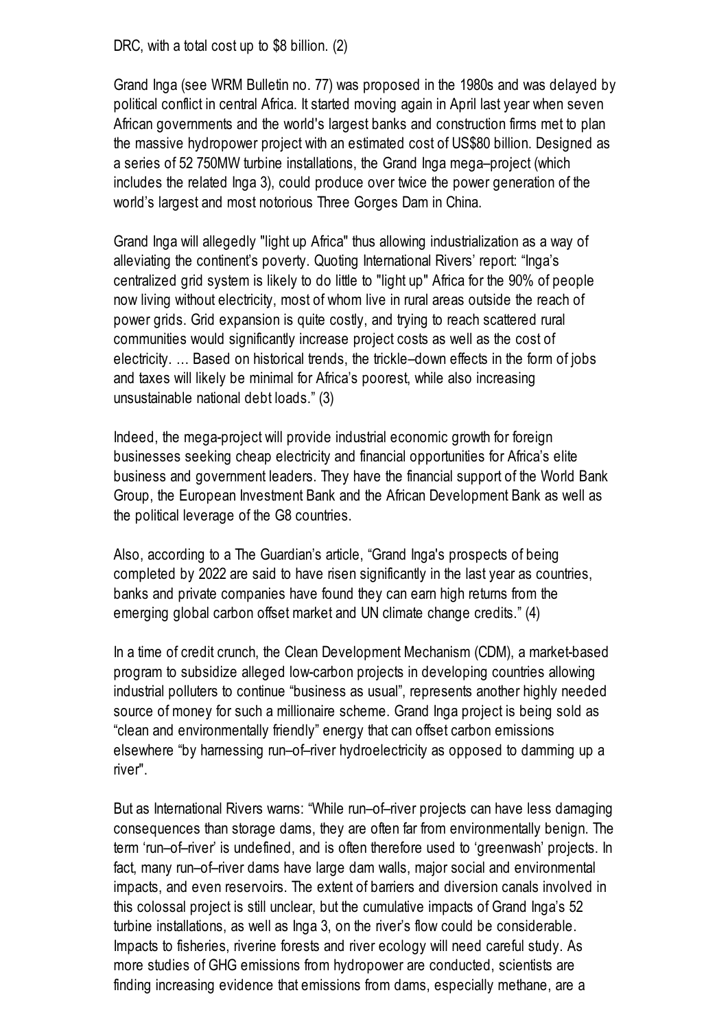DRC, with a total cost up to $8 billion. (2)

Grand Inga (see WRM Bulletin no. 77) was proposed in the 1980s and was delayed by political conflict in central Africa. It started moving again in April last year when seven African governments and the world's largest banks and construction firms met to plan the massive hydropower project with an estimated cost of US$80 billion. Designed as a series of 52 750MW turbine installations, the Grand Inga mega–project (which includes the related Inga 3), could produce over twice the power generation of the world's largest and most notorious Three Gorges Dam in China.

Grand Inga will allegedly "light up Africa" thus allowing industrialization as a way of alleviating the continent's poverty. Quoting International Rivers' report: "Inga's centralized grid system is likely to do little to "light up" Africa for the 90% of people now living without electricity, most of whom live in rural areas outside the reach of power grids. Grid expansion is quite costly, and trying to reach scattered rural communities would significantly increase project costs as well as the cost of electricity. … Based on historical trends, the trickle–down effects in the form of jobs and taxes will likely be minimal for Africa's poorest, while also increasing unsustainable national debt loads." (3)

Indeed, the mega-project will provide industrial economic growth for foreign businesses seeking cheap electricity and financial opportunities for Africa's elite business and government leaders. They have the financial support of the World Bank Group, the European Investment Bank and the African Development Bank as well as the political leverage of the G8 countries.

Also, according to a The Guardian's article, "Grand Inga's prospects of being completed by 2022 are said to have risen significantly in the last year as countries, banks and private companies have found they can earn high returns from the emerging global carbon offset market and UN climate change credits." (4)

In a time of credit crunch, the Clean Development Mechanism (CDM), a market-based program to subsidize alleged low-carbon projects in developing countries allowing industrial polluters to continue "business as usual", represents another highly needed source of money for such a millionaire scheme. Grand Inga project is being sold as "clean and environmentally friendly" energy that can offset carbon emissions elsewhere "by harnessing run–of–river hydroelectricity as opposed to damming up a river".

But as International Rivers warns: "While run–of–river projects can have less damaging consequences than storage dams, they are often far from environmentally benign. The term 'run–of–river' is undefined, and is often therefore used to 'greenwash' projects. In fact, many run–of–river dams have large dam walls, major social and environmental impacts, and even reservoirs. The extent of barriers and diversion canals involved in this colossal project is still unclear, but the cumulative impacts of Grand Inga's 52 turbine installations, as well as Inga 3, on the river's flow could be considerable. Impacts to fisheries, riverine forests and river ecology will need careful study. As more studies of GHG emissions from hydropower are conducted, scientists are finding increasing evidence that emissions from dams, especially methane, are a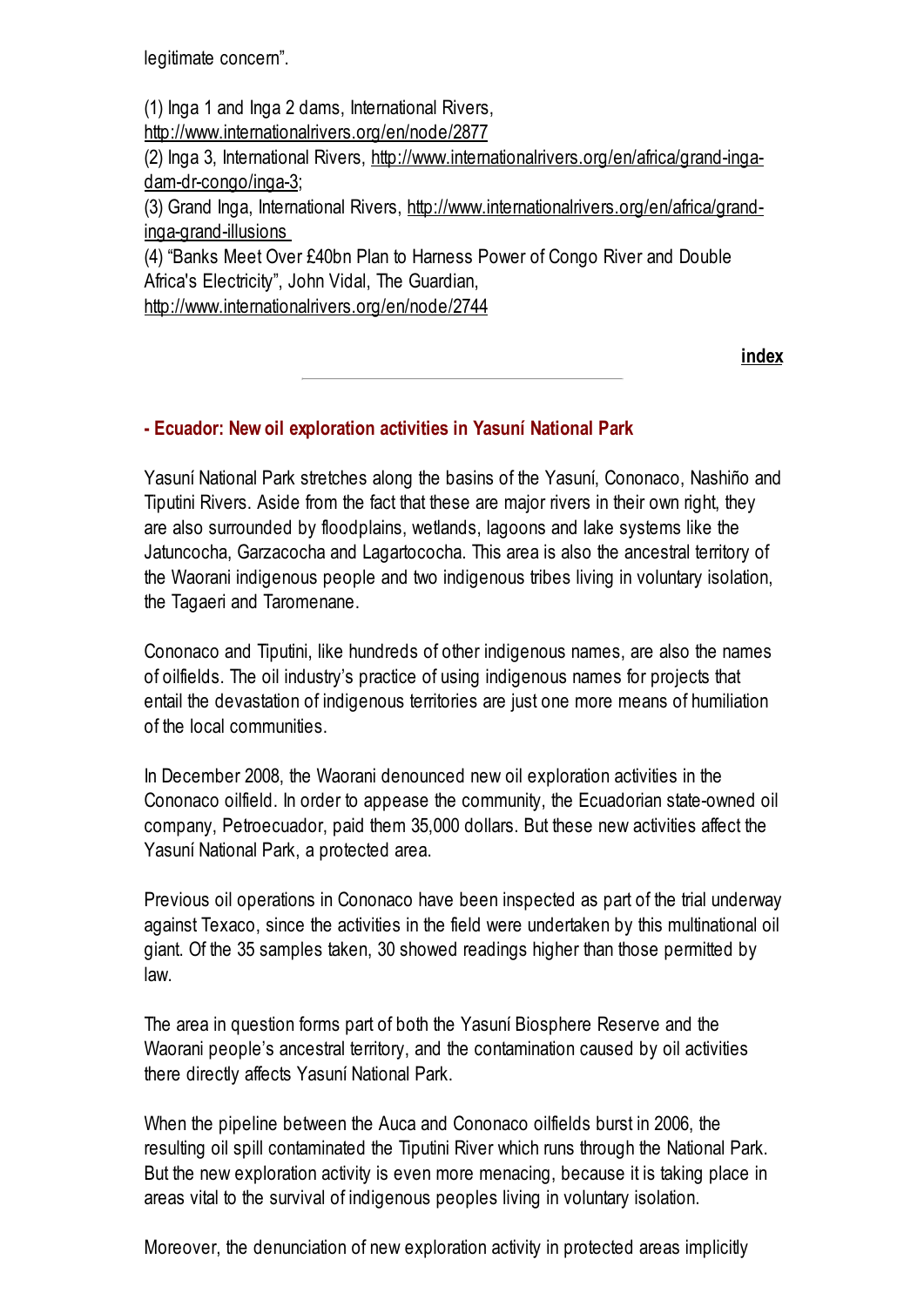legitimate concern".

(1) Inga 1 and Inga 2 dams, International Rivers, http://www.internationalrivers.org/en/node/2877
(2) Inga 3, International Rivers, http://www.internationalrivers.org/en/africa/grand-inga-dam-dr-congo/inga-3;
(3) Grand Inga, International Rivers, http://www.internationalrivers.org/en/africa/grand-inga-grand-illusions
(4) "Banks Meet Over £40bn Plan to Harness Power of Congo River and Double Africa's Electricity", John Vidal, The Guardian, http://www.internationalrivers.org/en/node/2744

**index**

---

### - Ecuador: New oil exploration activities in Yasuní National Park

Yasuní National Park stretches along the basins of the Yasuní, Cononaco, Nashiño and Tiputini Rivers. Aside from the fact that these are major rivers in their own right, they are also surrounded by floodplains, wetlands, lagoons and lake systems like the Jatuncocha, Garzacocha and Lagartococha. This area is also the ancestral territory of the Waorani indigenous people and two indigenous tribes living in voluntary isolation, the Tagaeri and Taromenane.

Cononaco and Tiputini, like hundreds of other indigenous names, are also the names of oilfields. The oil industry's practice of using indigenous names for projects that entail the devastation of indigenous territories are just one more means of humiliation of the local communities.

In December 2008, the Waorani denounced new oil exploration activities in the Cononaco oilfield. In order to appease the community, the Ecuadorian state-owned oil company, Petroecuador, paid them 35,000 dollars. But these new activities affect the Yasuní National Park, a protected area.

Previous oil operations in Cononaco have been inspected as part of the trial underway against Texaco, since the activities in the field were undertaken by this multinational oil giant. Of the 35 samples taken, 30 showed readings higher than those permitted by law.

The area in question forms part of both the Yasuní Biosphere Reserve and the Waorani people's ancestral territory, and the contamination caused by oil activities there directly affects Yasuní National Park.

When the pipeline between the Auca and Cononaco oilfields burst in 2006, the resulting oil spill contaminated the Tiputini River which runs through the National Park. But the new exploration activity is even more menacing, because it is taking place in areas vital to the survival of indigenous peoples living in voluntary isolation.

Moreover, the denunciation of new exploration activity in protected areas implicitly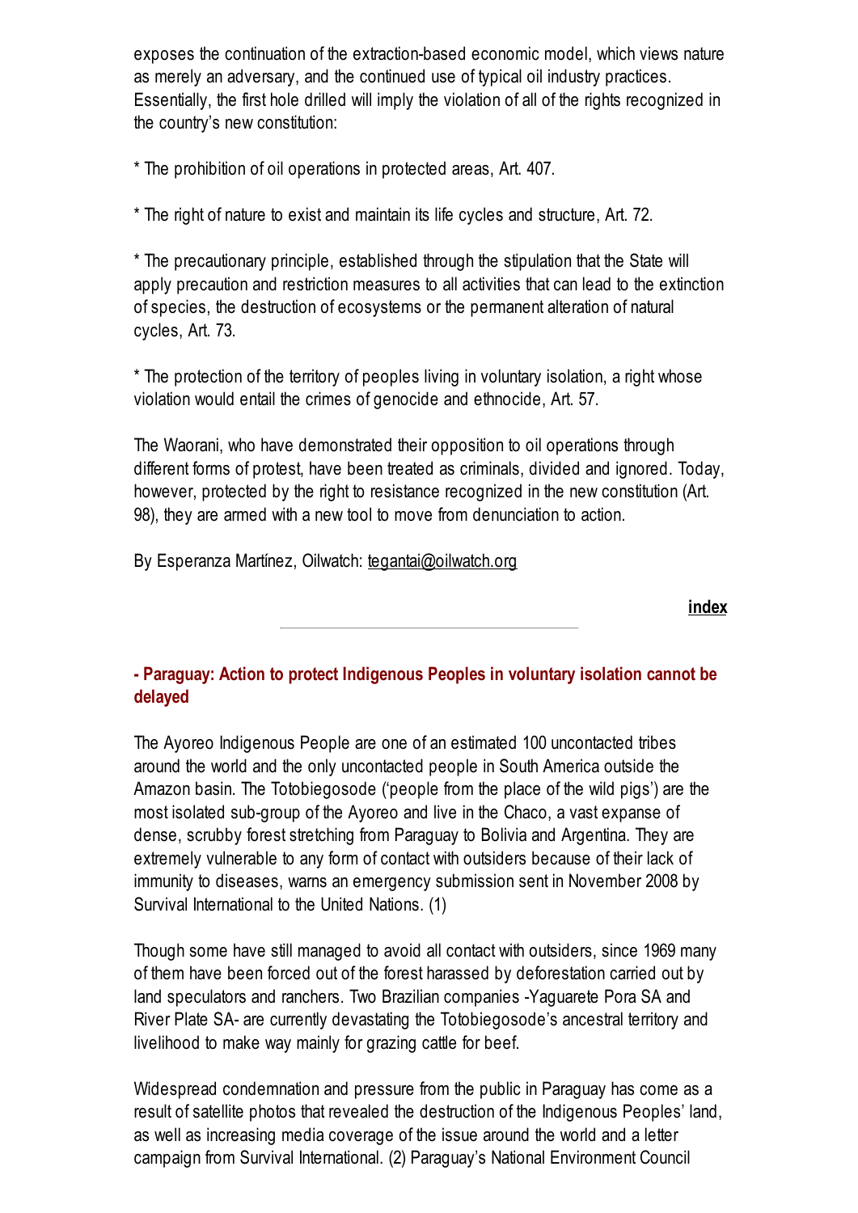exposes the continuation of the extraction-based economic model, which views nature as merely an adversary, and the continued use of typical oil industry practices. Essentially, the first hole drilled will imply the violation of all of the rights recognized in the country's new constitution:

* The prohibition of oil operations in protected areas, Art. 407.

* The right of nature to exist and maintain its life cycles and structure, Art. 72.

* The precautionary principle, established through the stipulation that the State will apply precaution and restriction measures to all activities that can lead to the extinction of species, the destruction of ecosystems or the permanent alteration of natural cycles, Art. 73.

* The protection of the territory of peoples living in voluntary isolation, a right whose violation would entail the crimes of genocide and ethnocide, Art. 57.

The Waorani, who have demonstrated their opposition to oil operations through different forms of protest, have been treated as criminals, divided and ignored. Today, however, protected by the right to resistance recognized in the new constitution (Art. 98), they are armed with a new tool to move from denunciation to action.

By Esperanza Martínez, Oilwatch: tegantai@oilwatch.org

**index**

---

### - Paraguay: Action to protect Indigenous Peoples in voluntary isolation cannot be delayed

The Ayoreo Indigenous People are one of an estimated 100 uncontacted tribes around the world and the only uncontacted people in South America outside the Amazon basin. The Totobiegosode ('people from the place of the wild pigs') are the most isolated sub-group of the Ayoreo and live in the Chaco, a vast expanse of dense, scrubby forest stretching from Paraguay to Bolivia and Argentina. They are extremely vulnerable to any form of contact with outsiders because of their lack of immunity to diseases, warns an emergency submission sent in November 2008 by Survival International to the United Nations. (1)

Though some have still managed to avoid all contact with outsiders, since 1969 many of them have been forced out of the forest harassed by deforestation carried out by land speculators and ranchers. Two Brazilian companies -Yaguarete Pora SA and River Plate SA- are currently devastating the Totobiegosode's ancestral territory and livelihood to make way mainly for grazing cattle for beef.

Widespread condemnation and pressure from the public in Paraguay has come as a result of satellite photos that revealed the destruction of the Indigenous Peoples' land, as well as increasing media coverage of the issue around the world and a letter campaign from Survival International. (2) Paraguay's National Environment Council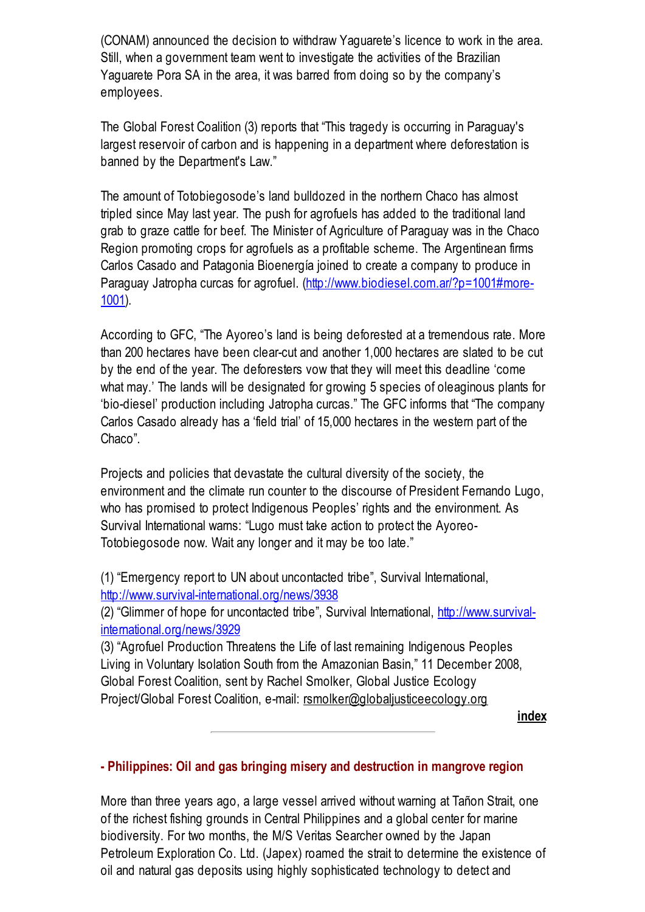(CONAM) announced the decision to withdraw Yaguarete's licence to work in the area. Still, when a government team went to investigate the activities of the Brazilian Yaguarete Pora SA in the area, it was barred from doing so by the company's employees.

The Global Forest Coalition (3) reports that "This tragedy is occurring in Paraguay's largest reservoir of carbon and is happening in a department where deforestation is banned by the Department's Law."

The amount of Totobiegosode's land bulldozed in the northern Chaco has almost tripled since May last year. The push for agrofuels has added to the traditional land grab to graze cattle for beef. The Minister of Agriculture of Paraguay was in the Chaco Region promoting crops for agrofuels as a profitable scheme. The Argentinean firms Carlos Casado and Patagonia Bioenergía joined to create a company to produce in Paraguay Jatropha curcas for agrofuel. (http://www.biodiesel.com.ar/?p=1001#more-1001).

According to GFC, "The Ayoreo's land is being deforested at a tremendous rate. More than 200 hectares have been clear-cut and another 1,000 hectares are slated to be cut by the end of the year. The deforesters vow that they will meet this deadline 'come what may.' The lands will be designated for growing 5 species of oleaginous plants for 'bio-diesel' production including Jatropha curcas." The GFC informs that "The company Carlos Casado already has a 'field trial' of 15,000 hectares in the western part of the Chaco".

Projects and policies that devastate the cultural diversity of the society, the environment and the climate run counter to the discourse of President Fernando Lugo, who has promised to protect Indigenous Peoples' rights and the environment. As Survival International warns: "Lugo must take action to protect the Ayoreo-Totobiegosode now. Wait any longer and it may be too late."

(1) "Emergency report to UN about uncontacted tribe", Survival International, http://www.survival-international.org/news/3938
(2) "Glimmer of hope for uncontacted tribe", Survival International, http://www.survival-international.org/news/3929
(3) "Agrofuel Production Threatens the Life of last remaining Indigenous Peoples Living in Voluntary Isolation South from the Amazonian Basin," 11 December 2008, Global Forest Coalition, sent by Rachel Smolker, Global Justice Ecology Project/Global Forest Coalition, e-mail: rsmolker@globaljusticeecology.org

**index**

---

## - Philippines: Oil and gas bringing misery and destruction in mangrove region

More than three years ago, a large vessel arrived without warning at Tañon Strait, one of the richest fishing grounds in Central Philippines and a global center for marine biodiversity. For two months, the M/S Veritas Searcher owned by the Japan Petroleum Exploration Co. Ltd. (Japex) roamed the strait to determine the existence of oil and natural gas deposits using highly sophisticated technology to detect and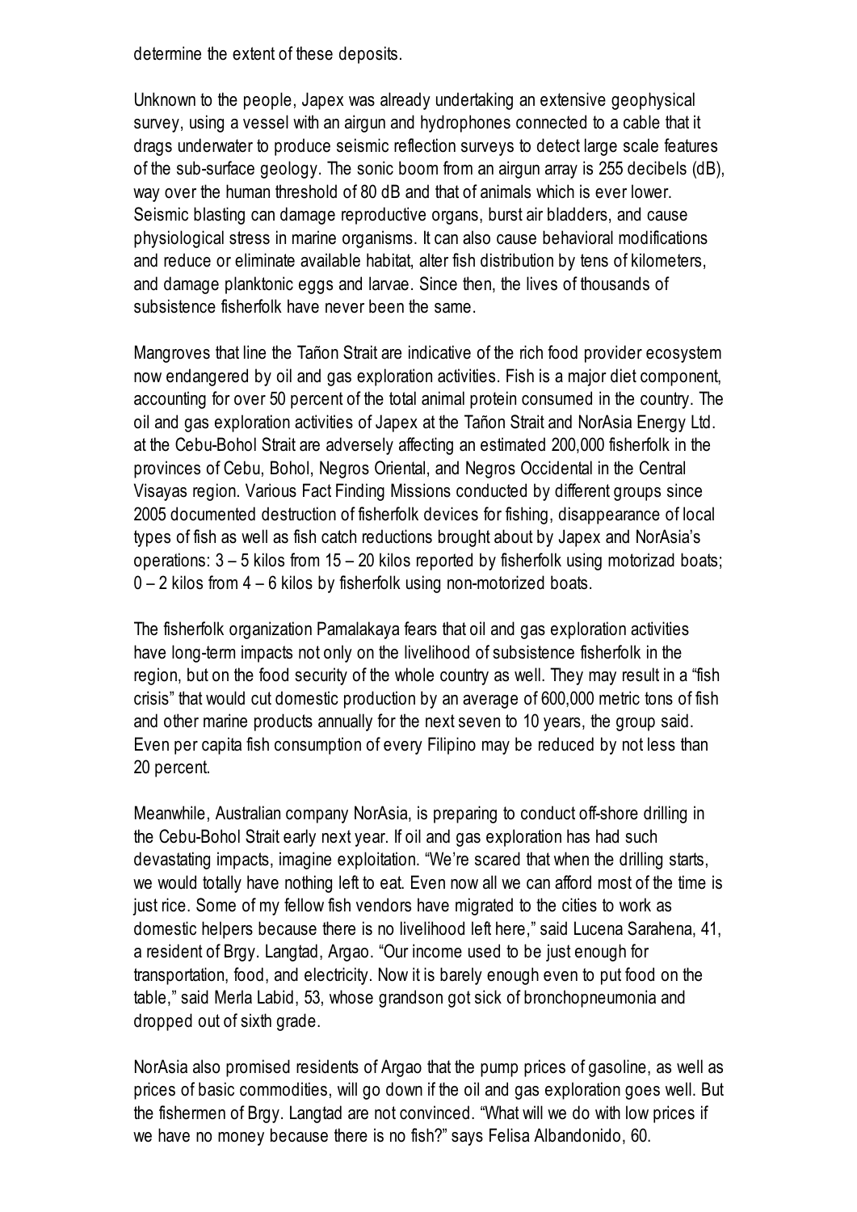determine the extent of these deposits.

Unknown to the people, Japex was already undertaking an extensive geophysical survey, using a vessel with an airgun and hydrophones connected to a cable that it drags underwater to produce seismic reflection surveys to detect large scale features of the sub-surface geology. The sonic boom from an airgun array is 255 decibels (dB), way over the human threshold of 80 dB and that of animals which is ever lower. Seismic blasting can damage reproductive organs, burst air bladders, and cause physiological stress in marine organisms. It can also cause behavioral modifications and reduce or eliminate available habitat, alter fish distribution by tens of kilometers, and damage planktonic eggs and larvae. Since then, the lives of thousands of subsistence fisherfolk have never been the same.

Mangroves that line the Tañon Strait are indicative of the rich food provider ecosystem now endangered by oil and gas exploration activities. Fish is a major diet component, accounting for over 50 percent of the total animal protein consumed in the country. The oil and gas exploration activities of Japex at the Tañon Strait and NorAsia Energy Ltd. at the Cebu-Bohol Strait are adversely affecting an estimated 200,000 fisherfolk in the provinces of Cebu, Bohol, Negros Oriental, and Negros Occidental in the Central Visayas region. Various Fact Finding Missions conducted by different groups since 2005 documented destruction of fisherfolk devices for fishing, disappearance of local types of fish as well as fish catch reductions brought about by Japex and NorAsia's operations: 3 – 5 kilos from 15 – 20 kilos reported by fisherfolk using motorizad boats; 0 – 2 kilos from 4 – 6 kilos by fisherfolk using non-motorized boats.

The fisherfolk organization Pamalakaya fears that oil and gas exploration activities have long-term impacts not only on the livelihood of subsistence fisherfolk in the region, but on the food security of the whole country as well. They may result in a "fish crisis" that would cut domestic production by an average of 600,000 metric tons of fish and other marine products annually for the next seven to 10 years, the group said. Even per capita fish consumption of every Filipino may be reduced by not less than 20 percent.

Meanwhile, Australian company NorAsia, is preparing to conduct off-shore drilling in the Cebu-Bohol Strait early next year. If oil and gas exploration has had such devastating impacts, imagine exploitation. "We're scared that when the drilling starts, we would totally have nothing left to eat. Even now all we can afford most of the time is just rice. Some of my fellow fish vendors have migrated to the cities to work as domestic helpers because there is no livelihood left here," said Lucena Sarahena, 41, a resident of Brgy. Langtad, Argao. "Our income used to be just enough for transportation, food, and electricity. Now it is barely enough even to put food on the table," said Merla Labid, 53, whose grandson got sick of bronchopneumonia and dropped out of sixth grade.

NorAsia also promised residents of Argao that the pump prices of gasoline, as well as prices of basic commodities, will go down if the oil and gas exploration goes well. But the fishermen of Brgy. Langtad are not convinced. "What will we do with low prices if we have no money because there is no fish?" says Felisa Albandonido, 60.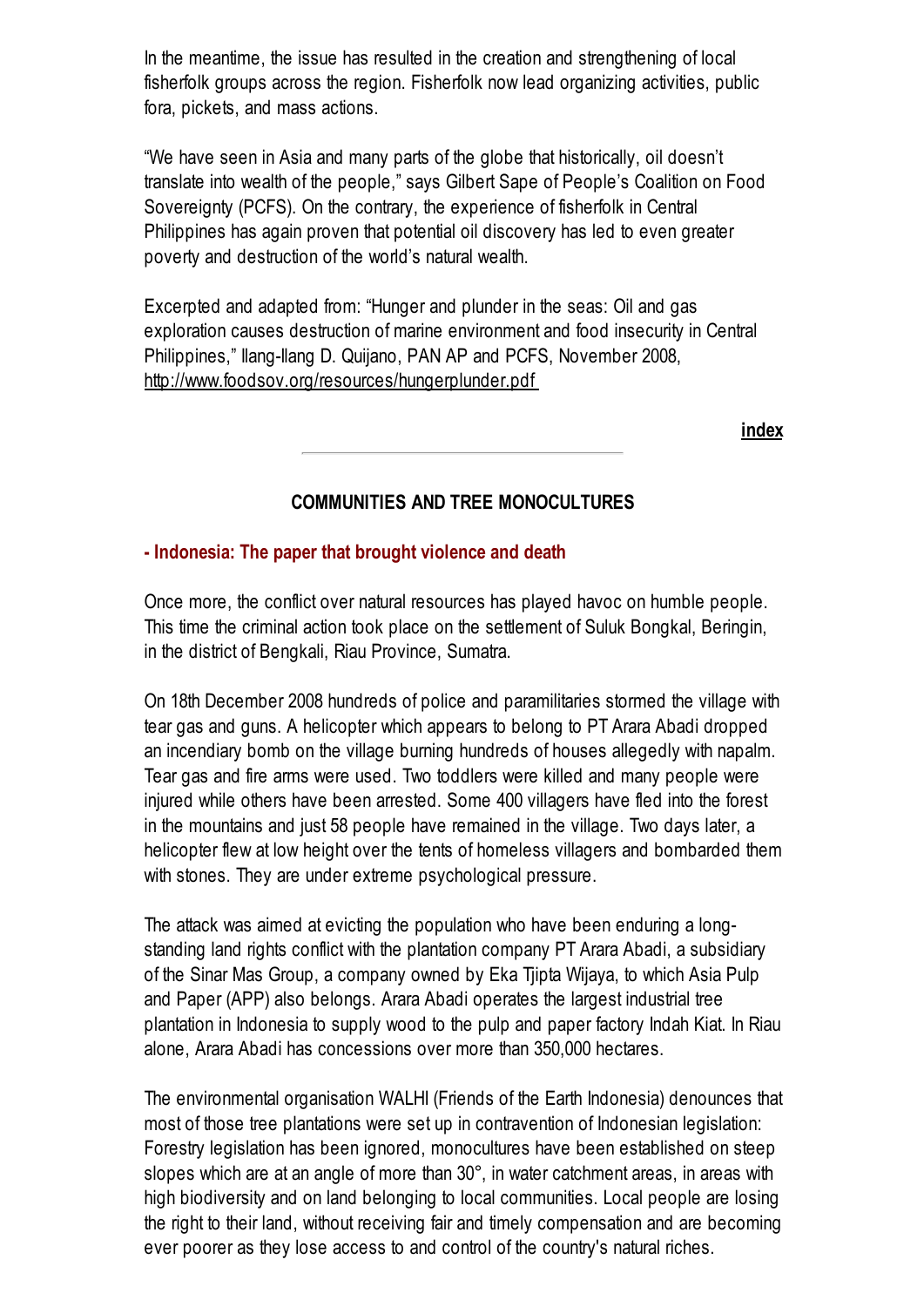In the meantime, the issue has resulted in the creation and strengthening of local fisherfolk groups across the region. Fisherfolk now lead organizing activities, public fora, pickets, and mass actions.

"We have seen in Asia and many parts of the globe that historically, oil doesn't translate into wealth of the people," says Gilbert Sape of People's Coalition on Food Sovereignty (PCFS). On the contrary, the experience of fisherfolk in Central Philippines has again proven that potential oil discovery has led to even greater poverty and destruction of the world's natural wealth.

Excerpted and adapted from: "Hunger and plunder in the seas: Oil and gas exploration causes destruction of marine environment and food insecurity in Central Philippines," Ilang-Ilang D. Quijano, PAN AP and PCFS, November 2008, http://www.foodsov.org/resources/hungerplunder.pdf

**index**

---

## COMMUNITIES AND TREE MONOCULTURES

### - Indonesia: The paper that brought violence and death

Once more, the conflict over natural resources has played havoc on humble people. This time the criminal action took place on the settlement of Suluk Bongkal, Beringin, in the district of Bengkali, Riau Province, Sumatra.

On 18th December 2008 hundreds of police and paramilitaries stormed the village with tear gas and guns. A helicopter which appears to belong to PT Arara Abadi dropped an incendiary bomb on the village burning hundreds of houses allegedly with napalm. Tear gas and fire arms were used. Two toddlers were killed and many people were injured while others have been arrested. Some 400 villagers have fled into the forest in the mountains and just 58 people have remained in the village. Two days later, a helicopter flew at low height over the tents of homeless villagers and bombarded them with stones. They are under extreme psychological pressure.

The attack was aimed at evicting the population who have been enduring a long-standing land rights conflict with the plantation company PT Arara Abadi, a subsidiary of the Sinar Mas Group, a company owned by Eka Tjipta Wijaya, to which Asia Pulp and Paper (APP) also belongs. Arara Abadi operates the largest industrial tree plantation in Indonesia to supply wood to the pulp and paper factory Indah Kiat. In Riau alone, Arara Abadi has concessions over more than 350,000 hectares.

The environmental organisation WALHI (Friends of the Earth Indonesia) denounces that most of those tree plantations were set up in contravention of Indonesian legislation: Forestry legislation has been ignored, monocultures have been established on steep slopes which are at an angle of more than 30°, in water catchment areas, in areas with high biodiversity and on land belonging to local communities. Local people are losing the right to their land, without receiving fair and timely compensation and are becoming ever poorer as they lose access to and control of the country's natural riches.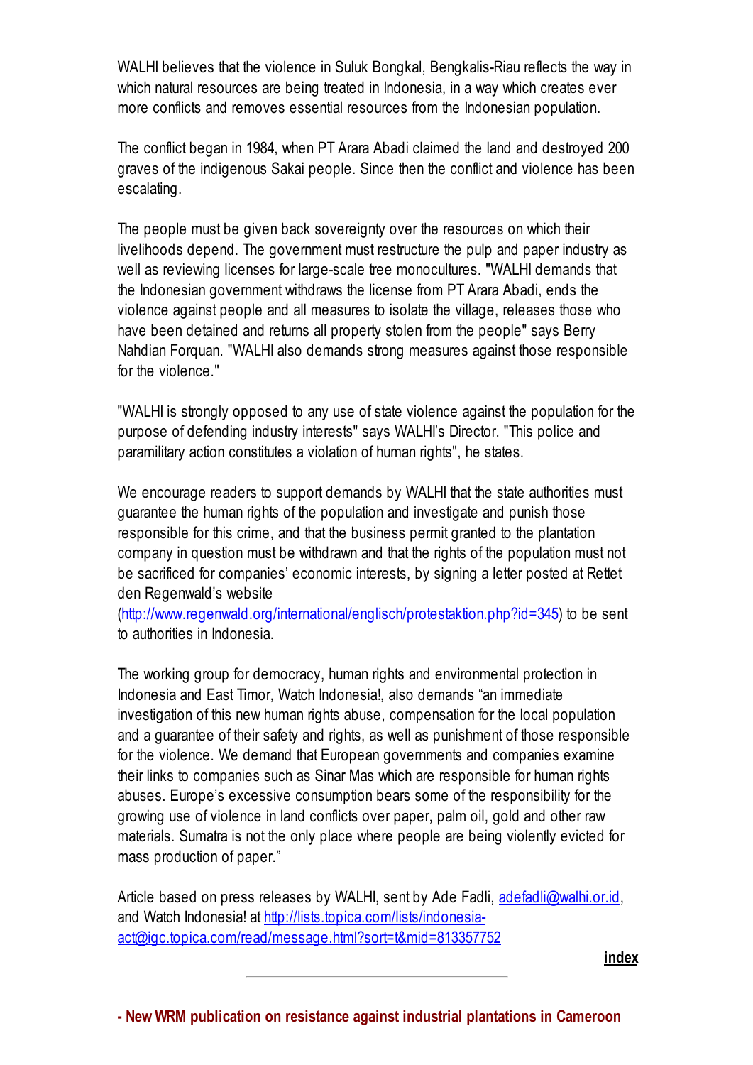WALHI believes that the violence in Suluk Bongkal, Bengkalis-Riau reflects the way in which natural resources are being treated in Indonesia, in a way which creates ever more conflicts and removes essential resources from the Indonesian population.

The conflict began in 1984, when PT Arara Abadi claimed the land and destroyed 200 graves of the indigenous Sakai people. Since then the conflict and violence has been escalating.

The people must be given back sovereignty over the resources on which their livelihoods depend. The government must restructure the pulp and paper industry as well as reviewing licenses for large-scale tree monocultures. "WALHI demands that the Indonesian government withdraws the license from PT Arara Abadi, ends the violence against people and all measures to isolate the village, releases those who have been detained and returns all property stolen from the people" says Berry Nahdian Forquan. "WALHI also demands strong measures against those responsible for the violence."

"WALHI is strongly opposed to any use of state violence against the population for the purpose of defending industry interests" says WALHI's Director. "This police and paramilitary action constitutes a violation of human rights", he states.

We encourage readers to support demands by WALHI that the state authorities must guarantee the human rights of the population and investigate and punish those responsible for this crime, and that the business permit granted to the plantation company in question must be withdrawn and that the rights of the population must not be sacrificed for companies' economic interests, by signing a letter posted at Rettet den Regenwald's website (http://www.regenwald.org/international/englisch/protestaktion.php?id=345) to be sent to authorities in Indonesia.

The working group for democracy, human rights and environmental protection in Indonesia and East Timor, Watch Indonesia!, also demands "an immediate investigation of this new human rights abuse, compensation for the local population and a guarantee of their safety and rights, as well as punishment of those responsible for the violence. We demand that European governments and companies examine their links to companies such as Sinar Mas which are responsible for human rights abuses. Europe's excessive consumption bears some of the responsibility for the growing use of violence in land conflicts over paper, palm oil, gold and other raw materials. Sumatra is not the only place where people are being violently evicted for mass production of paper."

Article based on press releases by WALHI, sent by Ade Fadli, adefadli@walhi.or.id, and Watch Indonesia! at http://lists.topica.com/lists/indonesia-act@igc.topica.com/read/message.html?sort=t&mid=813357752

**index**

---

## - New WRM publication on resistance against industrial plantations in Cameroon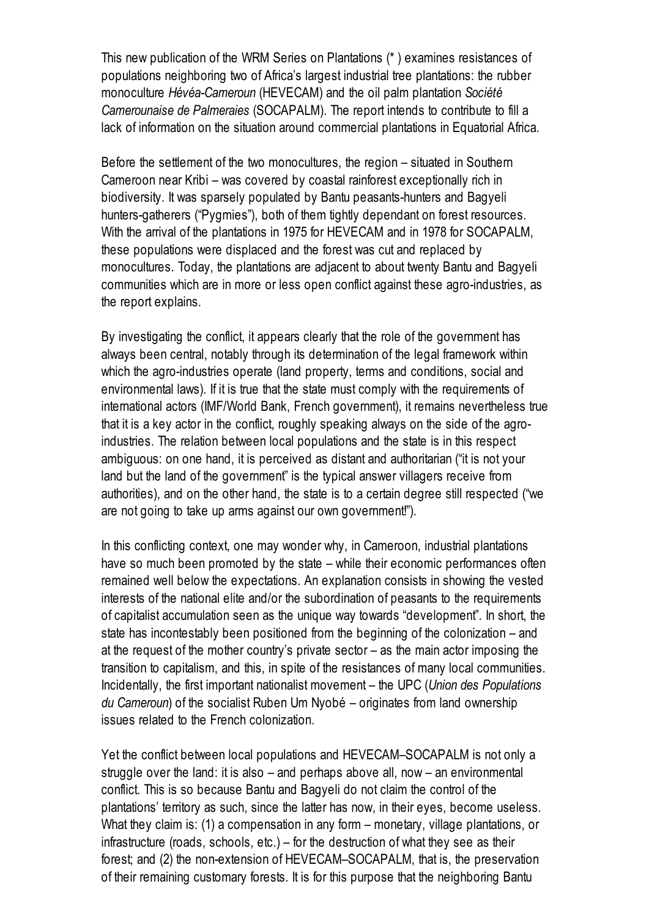This new publication of the WRM Series on Plantations (* ) examines resistances of populations neighboring two of Africa's largest industrial tree plantations: the rubber monoculture *Hévéa-Cameroun* (HEVECAM) and the oil palm plantation *Société Camerounaise de Palmeraies* (SOCAPALM). The report intends to contribute to fill a lack of information on the situation around commercial plantations in Equatorial Africa.

Before the settlement of the two monocultures, the region – situated in Southern Cameroon near Kribi – was covered by coastal rainforest exceptionally rich in biodiversity. It was sparsely populated by Bantu peasants-hunters and Bagyeli hunters-gatherers ("Pygmies"), both of them tightly dependant on forest resources. With the arrival of the plantations in 1975 for HEVECAM and in 1978 for SOCAPALM, these populations were displaced and the forest was cut and replaced by monocultures. Today, the plantations are adjacent to about twenty Bantu and Bagyeli communities which are in more or less open conflict against these agro-industries, as the report explains.

By investigating the conflict, it appears clearly that the role of the government has always been central, notably through its determination of the legal framework within which the agro-industries operate (land property, terms and conditions, social and environmental laws). If it is true that the state must comply with the requirements of international actors (IMF/World Bank, French government), it remains nevertheless true that it is a key actor in the conflict, roughly speaking always on the side of the agro-industries. The relation between local populations and the state is in this respect ambiguous: on one hand, it is perceived as distant and authoritarian ("it is not your land but the land of the government" is the typical answer villagers receive from authorities), and on the other hand, the state is to a certain degree still respected ("we are not going to take up arms against our own government!").

In this conflicting context, one may wonder why, in Cameroon, industrial plantations have so much been promoted by the state – while their economic performances often remained well below the expectations. An explanation consists in showing the vested interests of the national elite and/or the subordination of peasants to the requirements of capitalist accumulation seen as the unique way towards "development". In short, the state has incontestably been positioned from the beginning of the colonization – and at the request of the mother country's private sector – as the main actor imposing the transition to capitalism, and this, in spite of the resistances of many local communities. Incidentally, the first important nationalist movement – the UPC (*Union des Populations du Cameroun*) of the socialist Ruben Um Nyobé – originates from land ownership issues related to the French colonization.

Yet the conflict between local populations and HEVECAM–SOCAPALM is not only a struggle over the land: it is also – and perhaps above all, now – an environmental conflict. This is so because Bantu and Bagyeli do not claim the control of the plantations' territory as such, since the latter has now, in their eyes, become useless. What they claim is: (1) a compensation in any form – monetary, village plantations, or infrastructure (roads, schools, etc.) – for the destruction of what they see as their forest; and (2) the non-extension of HEVECAM–SOCAPALM, that is, the preservation of their remaining customary forests. It is for this purpose that the neighboring Bantu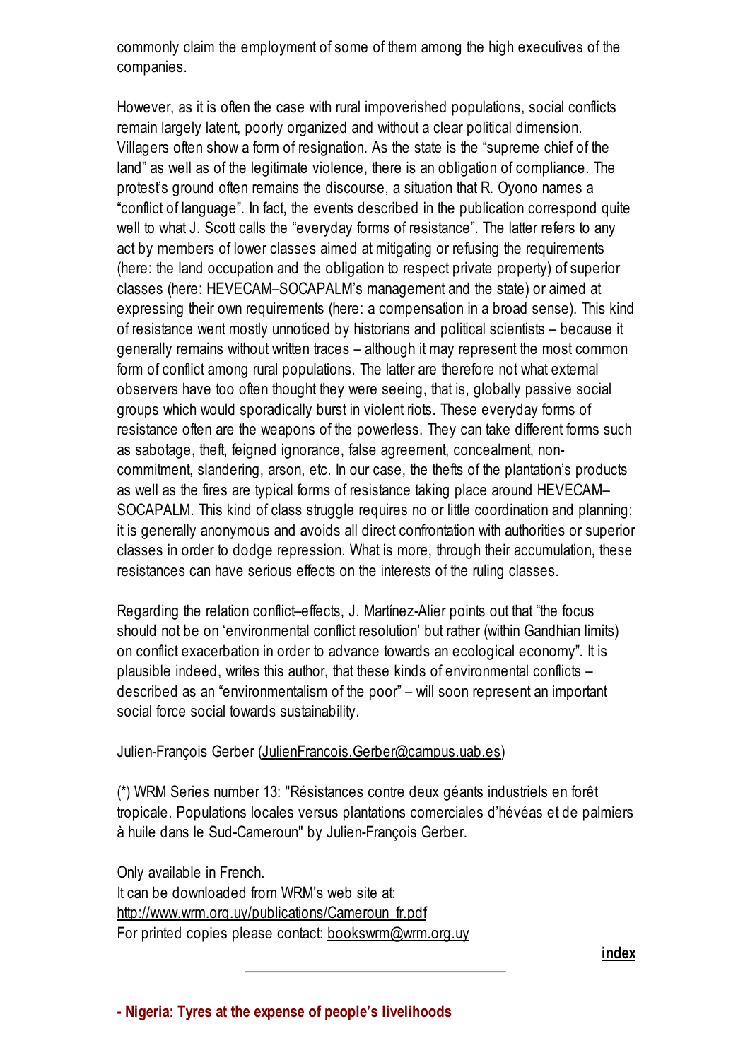commonly claim the employment of some of them among the high executives of the companies.

However, as it is often the case with rural impoverished populations, social conflicts remain largely latent, poorly organized and without a clear political dimension. Villagers often show a form of resignation. As the state is the "supreme chief of the land" as well as of the legitimate violence, there is an obligation of compliance. The protest's ground often remains the discourse, a situation that R. Oyono names a "conflict of language". In fact, the events described in the publication correspond quite well to what J. Scott calls the "everyday forms of resistance". The latter refers to any act by members of lower classes aimed at mitigating or refusing the requirements (here: the land occupation and the obligation to respect private property) of superior classes (here: HEVECAM–SOCAPALM's management and the state) or aimed at expressing their own requirements (here: a compensation in a broad sense). This kind of resistance went mostly unnoticed by historians and political scientists – because it generally remains without written traces – although it may represent the most common form of conflict among rural populations. The latter are therefore not what external observers have too often thought they were seeing, that is, globally passive social groups which would sporadically burst in violent riots. These everyday forms of resistance often are the weapons of the powerless. They can take different forms such as sabotage, theft, feigned ignorance, false agreement, concealment, non-commitment, slandering, arson, etc. In our case, the thefts of the plantation's products as well as the fires are typical forms of resistance taking place around HEVECAM–SOCAPALM. This kind of class struggle requires no or little coordination and planning; it is generally anonymous and avoids all direct confrontation with authorities or superior classes in order to dodge repression. What is more, through their accumulation, these resistances can have serious effects on the interests of the ruling classes.

Regarding the relation conflict–effects, J. Martínez-Alier points out that "the focus should not be on 'environmental conflict resolution' but rather (within Gandhian limits) on conflict exacerbation in order to advance towards an ecological economy". It is plausible indeed, writes this author, that these kinds of environmental conflicts – described as an "environmentalism of the poor" – will soon represent an important social force social towards sustainability.

Julien-François Gerber (JulienFrancois.Gerber@campus.uab.es)

(*) WRM Series number 13: "Résistances contre deux géants industriels en forêt tropicale. Populations locales versus plantations comerciales d'hévéas et de palmiers à huile dans le Sud-Cameroun" by Julien-François Gerber.

Only available in French.
It can be downloaded from WRM's web site at:
http://www.wrm.org.uy/publications/Cameroun_fr.pdf
For printed copies please contact: bookswrm@wrm.org.uy

**index**

---

**- Nigeria: Tyres at the expense of people's livelihoods**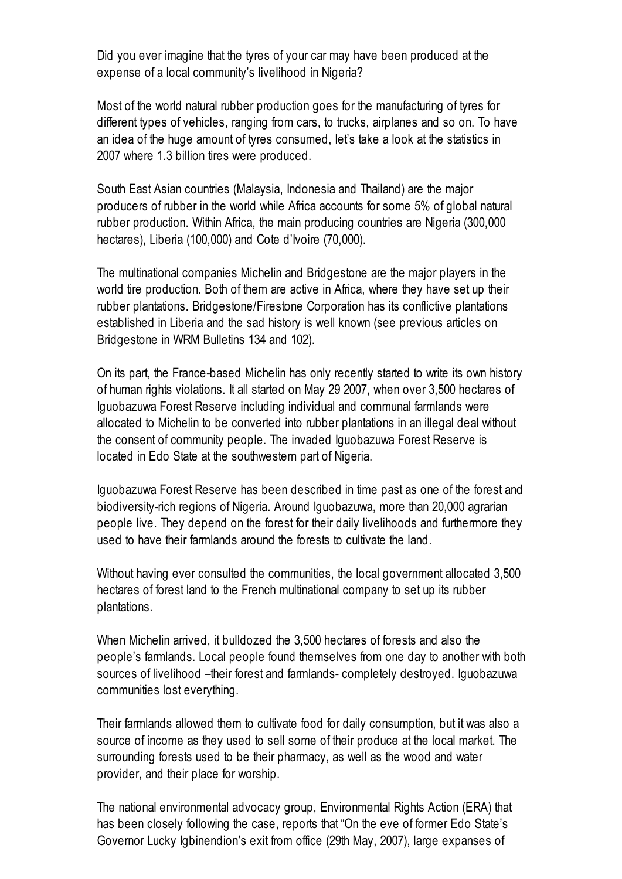Did you ever imagine that the tyres of your car may have been produced at the expense of a local community's livelihood in Nigeria?

Most of the world natural rubber production goes for the manufacturing of tyres for different types of vehicles, ranging from cars, to trucks, airplanes and so on. To have an idea of the huge amount of tyres consumed, let's take a look at the statistics in 2007 where 1.3 billion tires were produced.

South East Asian countries (Malaysia, Indonesia and Thailand) are the major producers of rubber in the world while Africa accounts for some 5% of global natural rubber production. Within Africa, the main producing countries are Nigeria (300,000 hectares), Liberia (100,000) and Cote d'Ivoire (70,000).

The multinational companies Michelin and Bridgestone are the major players in the world tire production. Both of them are active in Africa, where they have set up their rubber plantations. Bridgestone/Firestone Corporation has its conflictive plantations established in Liberia and the sad history is well known (see previous articles on Bridgestone in WRM Bulletins 134 and 102).

On its part, the France-based Michelin has only recently started to write its own history of human rights violations. It all started on May 29 2007, when over 3,500 hectares of Iguobazuwa Forest Reserve including individual and communal farmlands were allocated to Michelin to be converted into rubber plantations in an illegal deal without the consent of community people. The invaded Iguobazuwa Forest Reserve is located in Edo State at the southwestern part of Nigeria.

Iguobazuwa Forest Reserve has been described in time past as one of the forest and biodiversity-rich regions of Nigeria. Around Iguobazuwa, more than 20,000 agrarian people live. They depend on the forest for their daily livelihoods and furthermore they used to have their farmlands around the forests to cultivate the land.

Without having ever consulted the communities, the local government allocated 3,500 hectares of forest land to the French multinational company to set up its rubber plantations.

When Michelin arrived, it bulldozed the 3,500 hectares of forests and also the people's farmlands. Local people found themselves from one day to another with both sources of livelihood –their forest and farmlands- completely destroyed. Iguobazuwa communities lost everything.

Their farmlands allowed them to cultivate food for daily consumption, but it was also a source of income as they used to sell some of their produce at the local market. The surrounding forests used to be their pharmacy, as well as the wood and water provider, and their place for worship.

The national environmental advocacy group, Environmental Rights Action (ERA) that has been closely following the case, reports that "On the eve of former Edo State's Governor Lucky Igbinendion's exit from office (29th May, 2007), large expanses of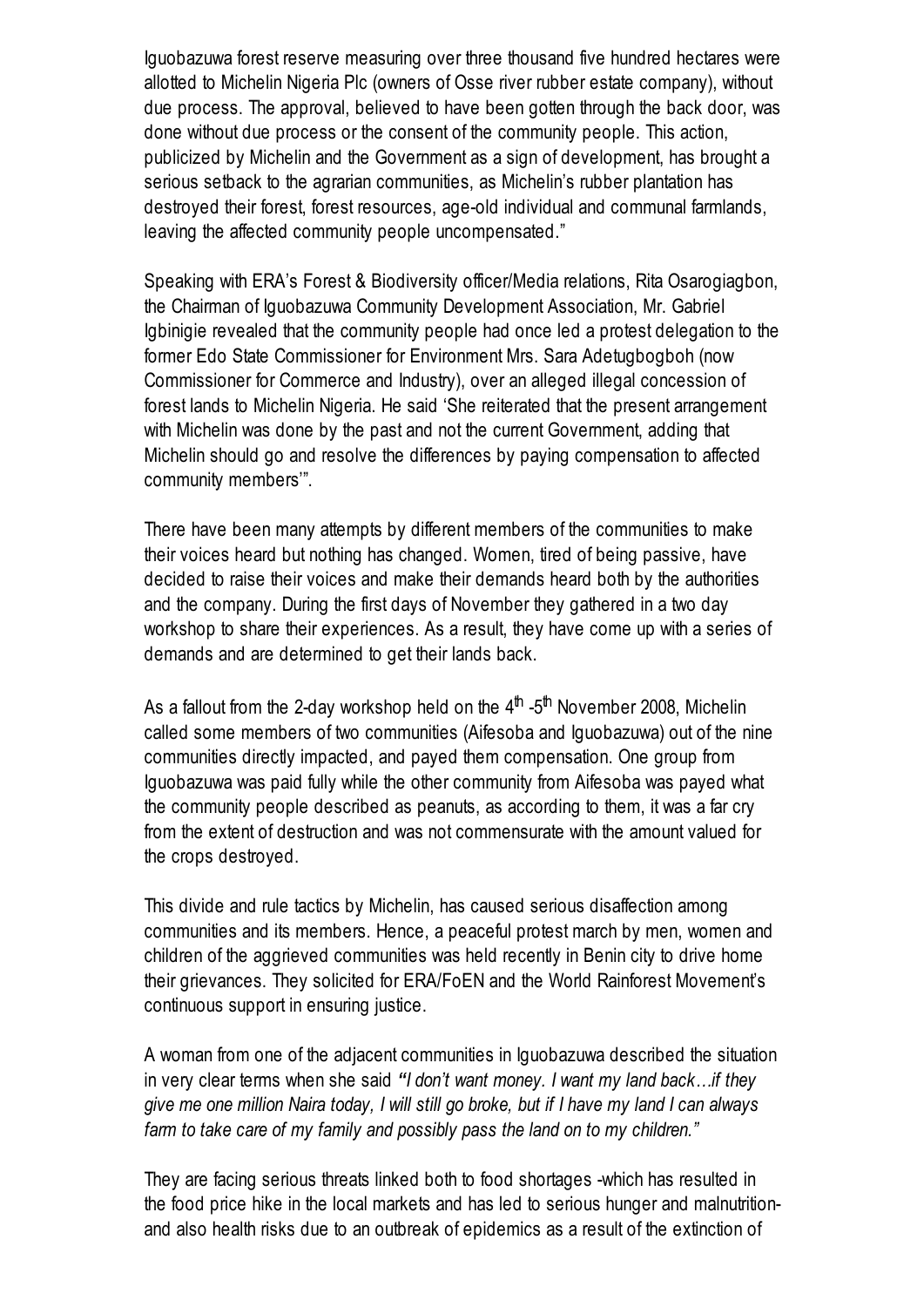Iguobazuwa forest reserve measuring over three thousand five hundred hectares were allotted to Michelin Nigeria Plc (owners of Osse river rubber estate company), without due process. The approval, believed to have been gotten through the back door, was done without due process or the consent of the community people. This action, publicized by Michelin and the Government as a sign of development, has brought a serious setback to the agrarian communities, as Michelin's rubber plantation has destroyed their forest, forest resources, age-old individual and communal farmlands, leaving the affected community people uncompensated."

Speaking with ERA's Forest & Biodiversity officer/Media relations, Rita Osarogiagbon, the Chairman of Iguobazuwa Community Development Association, Mr. Gabriel Igbinigie revealed that the community people had once led a protest delegation to the former Edo State Commissioner for Environment Mrs. Sara Adetugbogboh (now Commissioner for Commerce and Industry), over an alleged illegal concession of forest lands to Michelin Nigeria. He said 'She reiterated that the present arrangement with Michelin was done by the past and not the current Government, adding that Michelin should go and resolve the differences by paying compensation to affected community members'".

There have been many attempts by different members of the communities to make their voices heard but nothing has changed. Women, tired of being passive, have decided to raise their voices and make their demands heard both by the authorities and the company. During the first days of November they gathered in a two day workshop to share their experiences. As a result, they have come up with a series of demands and are determined to get their lands back.

As a fallout from the 2-day workshop held on the 4th -5th November 2008, Michelin called some members of two communities (Aifesoba and Iguobazuwa) out of the nine communities directly impacted, and payed them compensation. One group from Iguobazuwa was paid fully while the other community from Aifesoba was payed what the community people described as peanuts, as according to them, it was a far cry from the extent of destruction and was not commensurate with the amount valued for the crops destroyed.

This divide and rule tactics by Michelin, has caused serious disaffection among communities and its members. Hence, a peaceful protest march by men, women and children of the aggrieved communities was held recently in Benin city to drive home their grievances. They solicited for ERA/FoEN and the World Rainforest Movement's continuous support in ensuring justice.

A woman from one of the adjacent communities in Iguobazuwa described the situation in very clear terms when she said ***"****I don't want money. I want my land back…if they give me one million Naira today, I will still go broke, but if I have my land I can always farm to take care of my family and possibly pass the land on to my children."*

They are facing serious threats linked both to food shortages -which has resulted in the food price hike in the local markets and has led to serious hunger and malnutrition- and also health risks due to an outbreak of epidemics as a result of the extinction of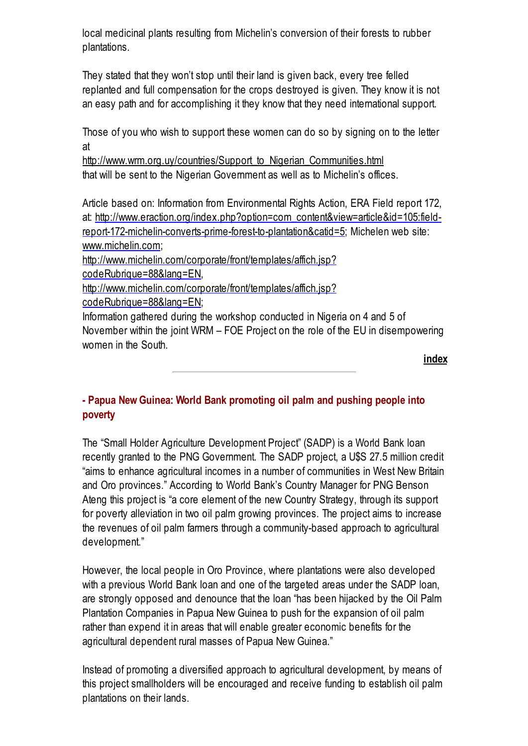local medicinal plants resulting from Michelin's conversion of their forests to rubber plantations.

They stated that they won't stop until their land is given back, every tree felled replanted and full compensation for the crops destroyed is given. They know it is not an easy path and for accomplishing it they know that they need international support.

Those of you who wish to support these women can do so by signing on to the letter at
http://www.wrm.org.uy/countries/Support_to_Nigerian_Communities.html
that will be sent to the Nigerian Government as well as to Michelin's offices.

Article based on: Information from Environmental Rights Action, ERA Field report 172, at: http://www.eraction.org/index.php?option=com_content&view=article&id=105:field-report-172-michelin-converts-prime-forest-to-plantation&catid=5; Michelen web site: www.michelin.com;
http://www.michelin.com/corporate/front/templates/affich.jsp?codeRubrique=88&lang=EN,
http://www.michelin.com/corporate/front/templates/affich.jsp?codeRubrique=88&lang=EN;
Information gathered during the workshop conducted in Nigeria on 4 and 5 of November within the joint WRM – FOE Project on the role of the EU in disempowering women in the South.

**index**

---

## - Papua New Guinea: World Bank promoting oil palm and pushing people into poverty

The "Small Holder Agriculture Development Project" (SADP) is a World Bank loan recently granted to the PNG Government. The SADP project, a U$S 27.5 million credit "aims to enhance agricultural incomes in a number of communities in West New Britain and Oro provinces." According to World Bank's Country Manager for PNG Benson Ateng this project is "a core element of the new Country Strategy, through its support for poverty alleviation in two oil palm growing provinces. The project aims to increase the revenues of oil palm farmers through a community-based approach to agricultural development."

However, the local people in Oro Province, where plantations were also developed with a previous World Bank loan and one of the targeted areas under the SADP loan, are strongly opposed and denounce that the loan "has been hijacked by the Oil Palm Plantation Companies in Papua New Guinea to push for the expansion of oil palm rather than expend it in areas that will enable greater economic benefits for the agricultural dependent rural masses of Papua New Guinea."

Instead of promoting a diversified approach to agricultural development, by means of this project smallholders will be encouraged and receive funding to establish oil palm plantations on their lands.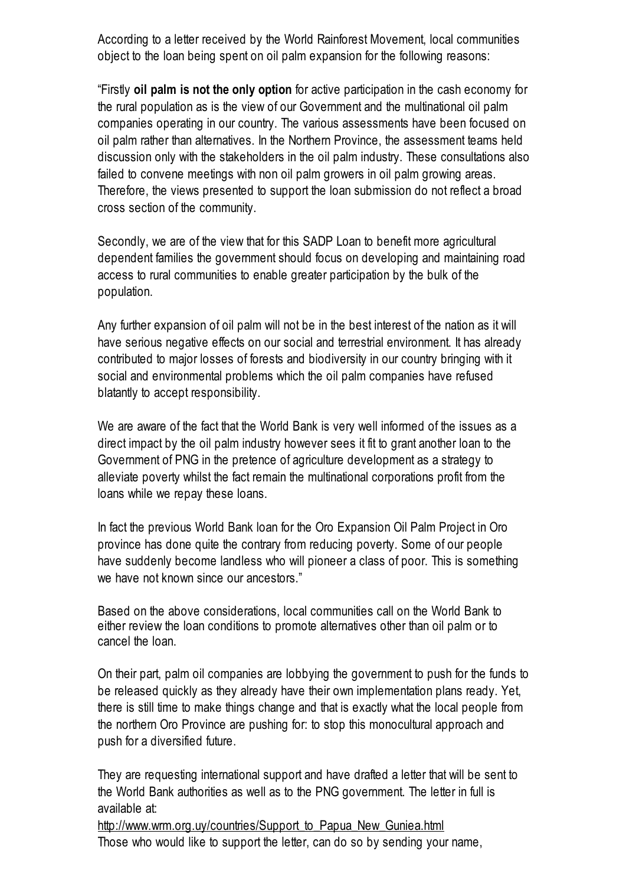According to a letter received by the World Rainforest Movement, local communities object to the loan being spent on oil palm expansion for the following reasons:

"Firstly **oil palm is not the only option** for active participation in the cash economy for the rural population as is the view of our Government and the multinational oil palm companies operating in our country. The various assessments have been focused on oil palm rather than alternatives. In the Northern Province, the assessment teams held discussion only with the stakeholders in the oil palm industry. These consultations also failed to convene meetings with non oil palm growers in oil palm growing areas. Therefore, the views presented to support the loan submission do not reflect a broad cross section of the community.

Secondly, we are of the view that for this SADP Loan to benefit more agricultural dependent families the government should focus on developing and maintaining road access to rural communities to enable greater participation by the bulk of the population.

Any further expansion of oil palm will not be in the best interest of the nation as it will have serious negative effects on our social and terrestrial environment. It has already contributed to major losses of forests and biodiversity in our country bringing with it social and environmental problems which the oil palm companies have refused blatantly to accept responsibility.

We are aware of the fact that the World Bank is very well informed of the issues as a direct impact by the oil palm industry however sees it fit to grant another loan to the Government of PNG in the pretence of agriculture development as a strategy to alleviate poverty whilst the fact remain the multinational corporations profit from the loans while we repay these loans.

In fact the previous World Bank loan for the Oro Expansion Oil Palm Project in Oro province has done quite the contrary from reducing poverty. Some of our people have suddenly become landless who will pioneer a class of poor. This is something we have not known since our ancestors."

Based on the above considerations, local communities call on the World Bank to either review the loan conditions to promote alternatives other than oil palm or to cancel the loan.

On their part, palm oil companies are lobbying the government to push for the funds to be released quickly as they already have their own implementation plans ready. Yet, there is still time to make things change and that is exactly what the local people from the northern Oro Province are pushing for: to stop this monocultural approach and push for a diversified future.

They are requesting international support and have drafted a letter that will be sent to the World Bank authorities as well as to the PNG government. The letter in full is available at:
http://www.wrm.org.uy/countries/Support_to_Papua_New_Guniea.html
Those who would like to support the letter, can do so by sending your name,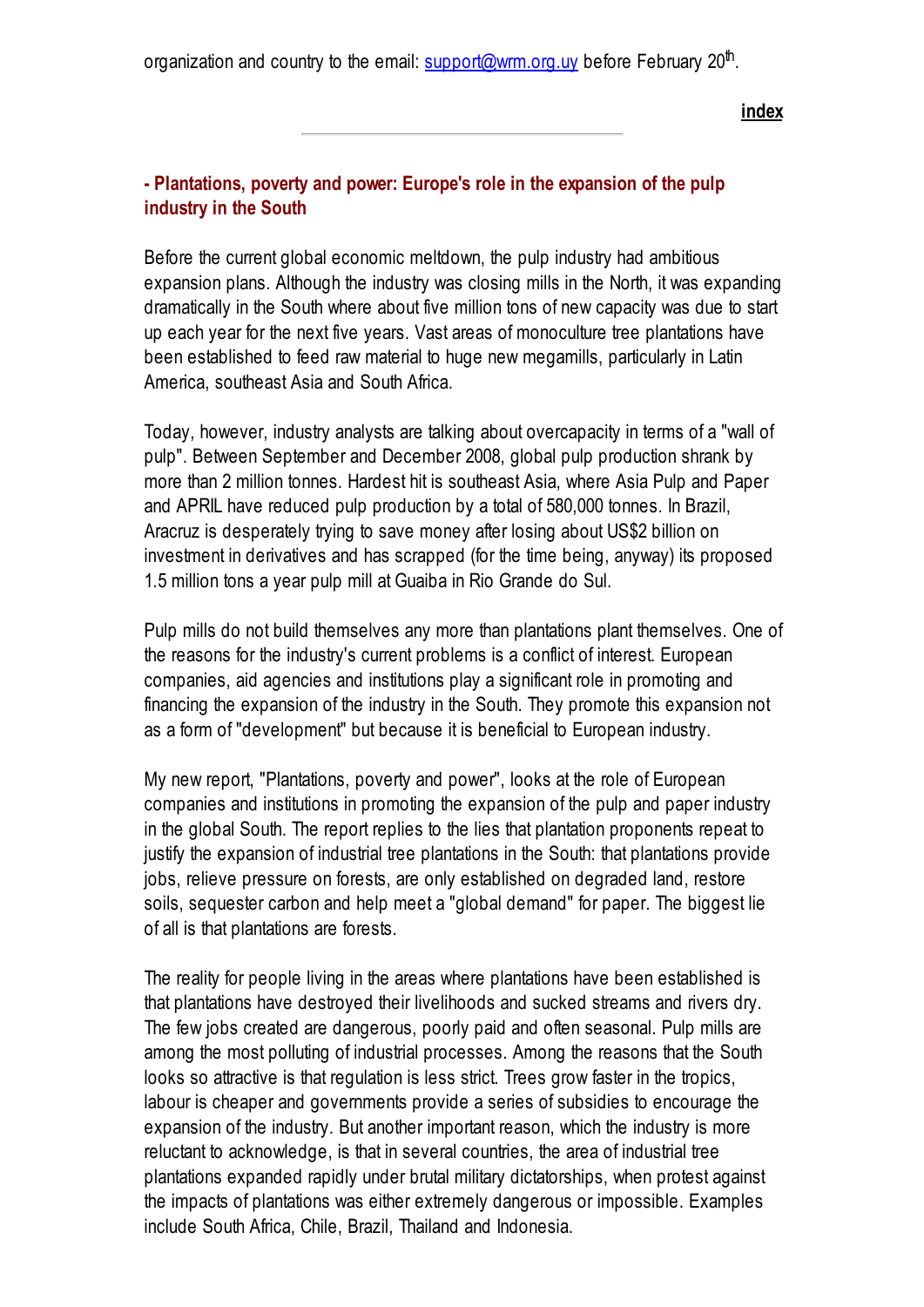organization and country to the email: support@wrm.org.uy before February 20th.

**index**

---

## - Plantations, poverty and power: Europe's role in the expansion of the pulp industry in the South

Before the current global economic meltdown, the pulp industry had ambitious expansion plans. Although the industry was closing mills in the North, it was expanding dramatically in the South where about five million tons of new capacity was due to start up each year for the next five years. Vast areas of monoculture tree plantations have been established to feed raw material to huge new megamills, particularly in Latin America, southeast Asia and South Africa.

Today, however, industry analysts are talking about overcapacity in terms of a "wall of pulp". Between September and December 2008, global pulp production shrank by more than 2 million tonnes. Hardest hit is southeast Asia, where Asia Pulp and Paper and APRIL have reduced pulp production by a total of 580,000 tonnes. In Brazil, Aracruz is desperately trying to save money after losing about US$2 billion on investment in derivatives and has scrapped (for the time being, anyway) its proposed 1.5 million tons a year pulp mill at Guaiba in Rio Grande do Sul.

Pulp mills do not build themselves any more than plantations plant themselves. One of the reasons for the industry's current problems is a conflict of interest. European companies, aid agencies and institutions play a significant role in promoting and financing the expansion of the industry in the South. They promote this expansion not as a form of "development" but because it is beneficial to European industry.

My new report, "Plantations, poverty and power", looks at the role of European companies and institutions in promoting the expansion of the pulp and paper industry in the global South. The report replies to the lies that plantation proponents repeat to justify the expansion of industrial tree plantations in the South: that plantations provide jobs, relieve pressure on forests, are only established on degraded land, restore soils, sequester carbon and help meet a "global demand" for paper. The biggest lie of all is that plantations are forests.

The reality for people living in the areas where plantations have been established is that plantations have destroyed their livelihoods and sucked streams and rivers dry. The few jobs created are dangerous, poorly paid and often seasonal. Pulp mills are among the most polluting of industrial processes. Among the reasons that the South looks so attractive is that regulation is less strict. Trees grow faster in the tropics, labour is cheaper and governments provide a series of subsidies to encourage the expansion of the industry. But another important reason, which the industry is more reluctant to acknowledge, is that in several countries, the area of industrial tree plantations expanded rapidly under brutal military dictatorships, when protest against the impacts of plantations was either extremely dangerous or impossible. Examples include South Africa, Chile, Brazil, Thailand and Indonesia.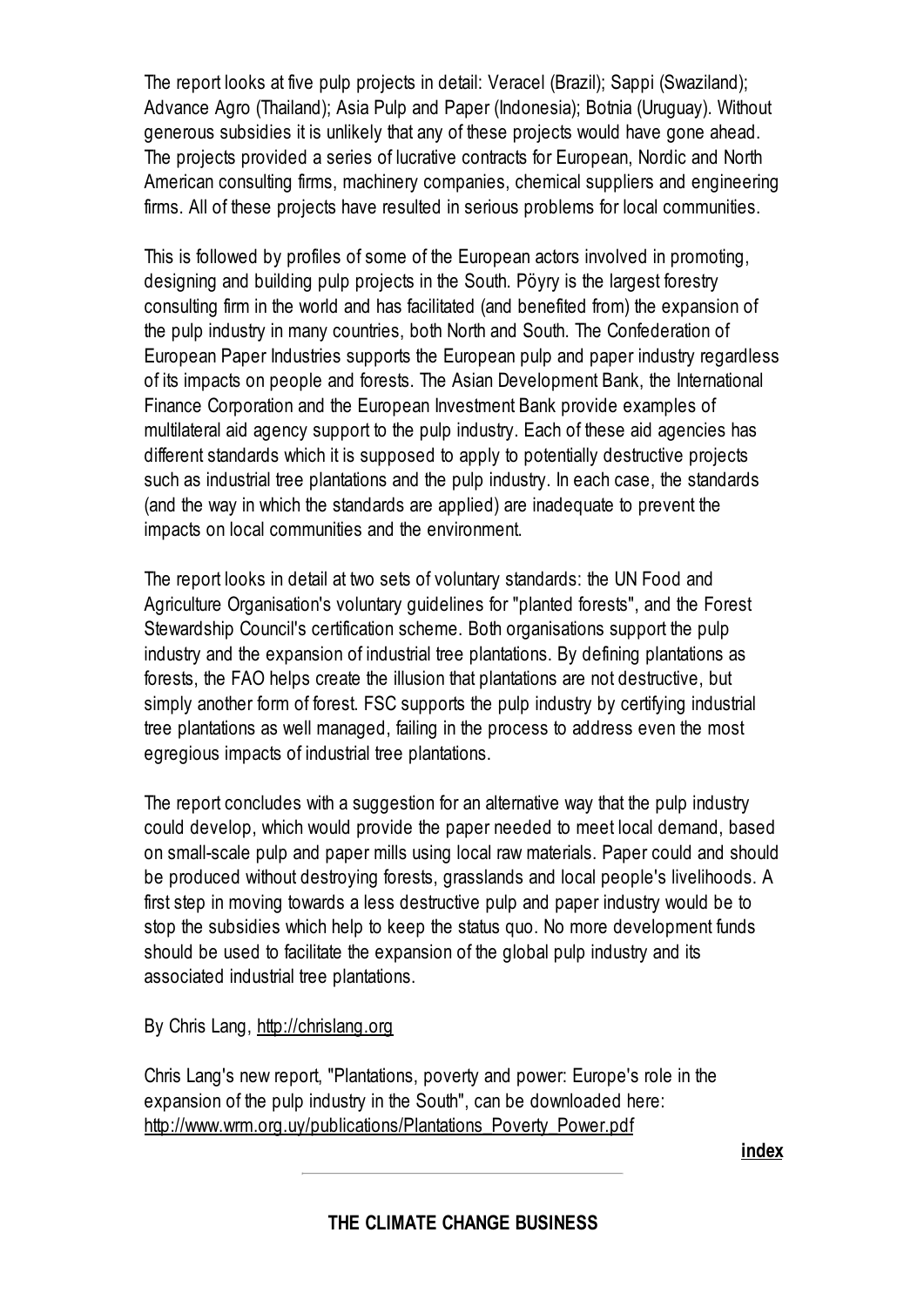The report looks at five pulp projects in detail: Veracel (Brazil); Sappi (Swaziland); Advance Agro (Thailand); Asia Pulp and Paper (Indonesia); Botnia (Uruguay). Without generous subsidies it is unlikely that any of these projects would have gone ahead. The projects provided a series of lucrative contracts for European, Nordic and North American consulting firms, machinery companies, chemical suppliers and engineering firms. All of these projects have resulted in serious problems for local communities.

This is followed by profiles of some of the European actors involved in promoting, designing and building pulp projects in the South. Pöyry is the largest forestry consulting firm in the world and has facilitated (and benefited from) the expansion of the pulp industry in many countries, both North and South. The Confederation of European Paper Industries supports the European pulp and paper industry regardless of its impacts on people and forests. The Asian Development Bank, the International Finance Corporation and the European Investment Bank provide examples of multilateral aid agency support to the pulp industry. Each of these aid agencies has different standards which it is supposed to apply to potentially destructive projects such as industrial tree plantations and the pulp industry. In each case, the standards (and the way in which the standards are applied) are inadequate to prevent the impacts on local communities and the environment.

The report looks in detail at two sets of voluntary standards: the UN Food and Agriculture Organisation's voluntary guidelines for "planted forests", and the Forest Stewardship Council's certification scheme. Both organisations support the pulp industry and the expansion of industrial tree plantations. By defining plantations as forests, the FAO helps create the illusion that plantations are not destructive, but simply another form of forest. FSC supports the pulp industry by certifying industrial tree plantations as well managed, failing in the process to address even the most egregious impacts of industrial tree plantations.

The report concludes with a suggestion for an alternative way that the pulp industry could develop, which would provide the paper needed to meet local demand, based on small-scale pulp and paper mills using local raw materials. Paper could and should be produced without destroying forests, grasslands and local people's livelihoods. A first step in moving towards a less destructive pulp and paper industry would be to stop the subsidies which help to keep the status quo. No more development funds should be used to facilitate the expansion of the global pulp industry and its associated industrial tree plantations.

By Chris Lang, http://chrislang.org

Chris Lang's new report, "Plantations, poverty and power: Europe's role in the expansion of the pulp industry in the South", can be downloaded here: http://www.wrm.org.uy/publications/Plantations_Poverty_Power.pdf

**index**

---

**THE CLIMATE CHANGE BUSINESS**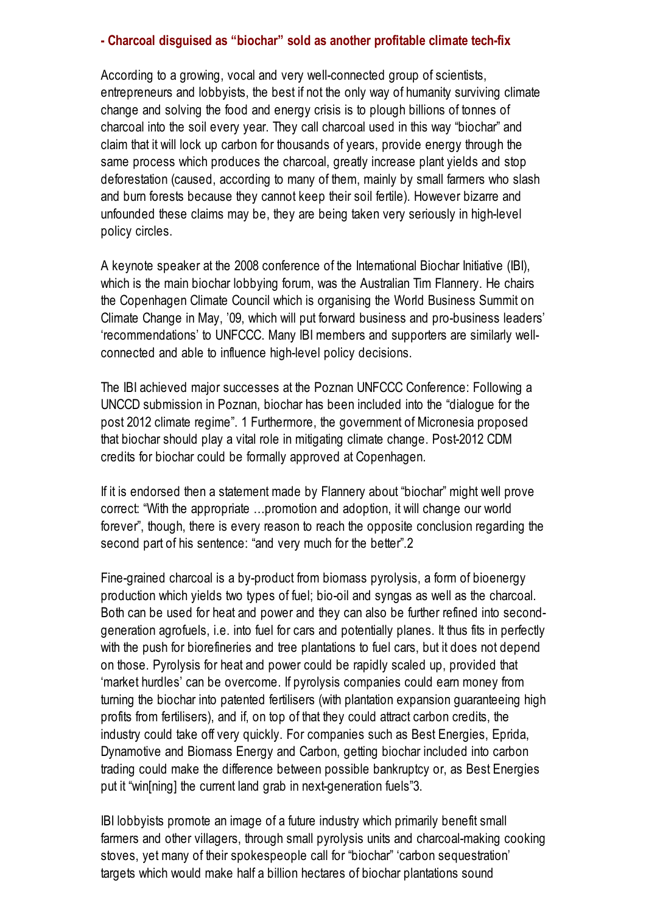## - Charcoal disguised as "biochar" sold as another profitable climate tech-fix

According to a growing, vocal and very well-connected group of scientists, entrepreneurs and lobbyists, the best if not the only way of humanity surviving climate change and solving the food and energy crisis is to plough billions of tonnes of charcoal into the soil every year. They call charcoal used in this way "biochar" and claim that it will lock up carbon for thousands of years, provide energy through the same process which produces the charcoal, greatly increase plant yields and stop deforestation (caused, according to many of them, mainly by small farmers who slash and burn forests because they cannot keep their soil fertile). However bizarre and unfounded these claims may be, they are being taken very seriously in high-level policy circles.

A keynote speaker at the 2008 conference of the International Biochar Initiative (IBI), which is the main biochar lobbying forum, was the Australian Tim Flannery. He chairs the Copenhagen Climate Council which is organising the World Business Summit on Climate Change in May, '09, which will put forward business and pro-business leaders' 'recommendations' to UNFCCC. Many IBI members and supporters are similarly well-connected and able to influence high-level policy decisions.

The IBI achieved major successes at the Poznan UNFCCC Conference: Following a UNCCD submission in Poznan, biochar has been included into the "dialogue for the post 2012 climate regime". 1 Furthermore, the government of Micronesia proposed that biochar should play a vital role in mitigating climate change. Post-2012 CDM credits for biochar could be formally approved at Copenhagen.

If it is endorsed then a statement made by Flannery about "biochar" might well prove correct: "With the appropriate …promotion and adoption, it will change our world forever", though, there is every reason to reach the opposite conclusion regarding the second part of his sentence: "and very much for the better".2

Fine-grained charcoal is a by-product from biomass pyrolysis, a form of bioenergy production which yields two types of fuel; bio-oil and syngas as well as the charcoal. Both can be used for heat and power and they can also be further refined into second-generation agrofuels, i.e. into fuel for cars and potentially planes. It thus fits in perfectly with the push for biorefineries and tree plantations to fuel cars, but it does not depend on those. Pyrolysis for heat and power could be rapidly scaled up, provided that 'market hurdles' can be overcome. If pyrolysis companies could earn money from turning the biochar into patented fertilisers (with plantation expansion guaranteeing high profits from fertilisers), and if, on top of that they could attract carbon credits, the industry could take off very quickly. For companies such as Best Energies, Eprida, Dynamotive and Biomass Energy and Carbon, getting biochar included into carbon trading could make the difference between possible bankruptcy or, as Best Energies put it "win[ning] the current land grab in next-generation fuels"3.

IBI lobbyists promote an image of a future industry which primarily benefit small farmers and other villagers, through small pyrolysis units and charcoal-making cooking stoves, yet many of their spokespeople call for "biochar" 'carbon sequestration' targets which would make half a billion hectares of biochar plantations sound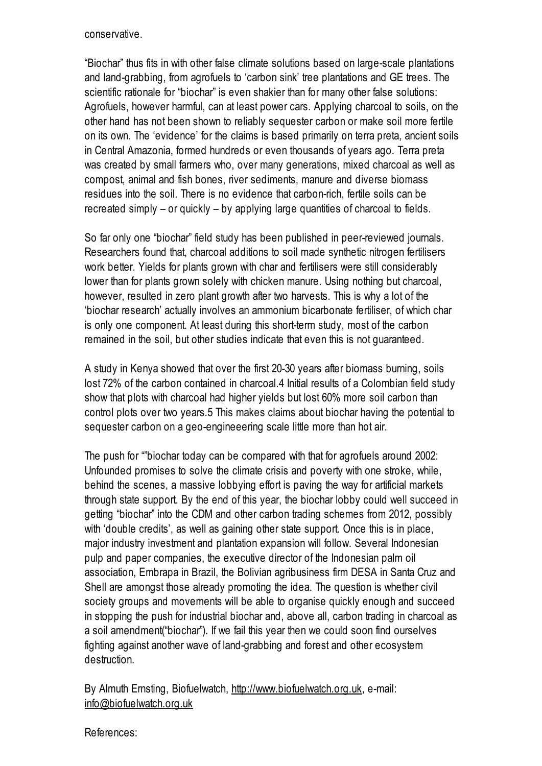conservative.

“Biochar” thus fits in with other false climate solutions based on large-scale plantations and land-grabbing, from agrofuels to ‘carbon sink’ tree plantations and GE trees. The scientific rationale for “biochar” is even shakier than for many other false solutions: Agrofuels, however harmful, can at least power cars. Applying charcoal to soils, on the other hand has not been shown to reliably sequester carbon or make soil more fertile on its own. The ‘evidence’ for the claims is based primarily on terra preta, ancient soils in Central Amazonia, formed hundreds or even thousands of years ago. Terra preta was created by small farmers who, over many generations, mixed charcoal as well as compost, animal and fish bones, river sediments, manure and diverse biomass residues into the soil. There is no evidence that carbon-rich, fertile soils can be recreated simply – or quickly – by applying large quantities of charcoal to fields.

So far only one “biochar” field study has been published in peer-reviewed journals. Researchers found that, charcoal additions to soil made synthetic nitrogen fertilisers work better. Yields for plants grown with char and fertilisers were still considerably lower than for plants grown solely with chicken manure. Using nothing but charcoal, however, resulted in zero plant growth after two harvests. This is why a lot of the ‘biochar research’ actually involves an ammonium bicarbonate fertiliser, of which char is only one component. At least during this short-term study, most of the carbon remained in the soil, but other studies indicate that even this is not guaranteed.

A study in Kenya showed that over the first 20-30 years after biomass burning, soils lost 72% of the carbon contained in charcoal.[4] Initial results of a Colombian field study show that plots with charcoal had higher yields but lost 60% more soil carbon than control plots over two years.[5] This makes claims about biochar having the potential to sequester carbon on a geo-engineeering scale little more than hot air.

The push for “”biochar today can be compared with that for agrofuels around 2002: Unfounded promises to solve the climate crisis and poverty with one stroke, while, behind the scenes, a massive lobbying effort is paving the way for artificial markets through state support. By the end of this year, the biochar lobby could well succeed in getting “biochar” into the CDM and other carbon trading schemes from 2012, possibly with ‘double credits’, as well as gaining other state support. Once this is in place, major industry investment and plantation expansion will follow. Several Indonesian pulp and paper companies, the executive director of the Indonesian palm oil association, Embrapa in Brazil, the Bolivian agribusiness firm DESA in Santa Cruz and Shell are amongst those already promoting the idea. The question is whether civil society groups and movements will be able to organise quickly enough and succeed in stopping the push for industrial biochar and, above all, carbon trading in charcoal as a soil amendment(“biochar”). If we fail this year then we could soon find ourselves fighting against another wave of land-grabbing and forest and other ecosystem destruction.

By Almuth Ernsting, Biofuelwatch, http://www.biofuelwatch.org.uk, e-mail: info@biofuelwatch.org.uk

References: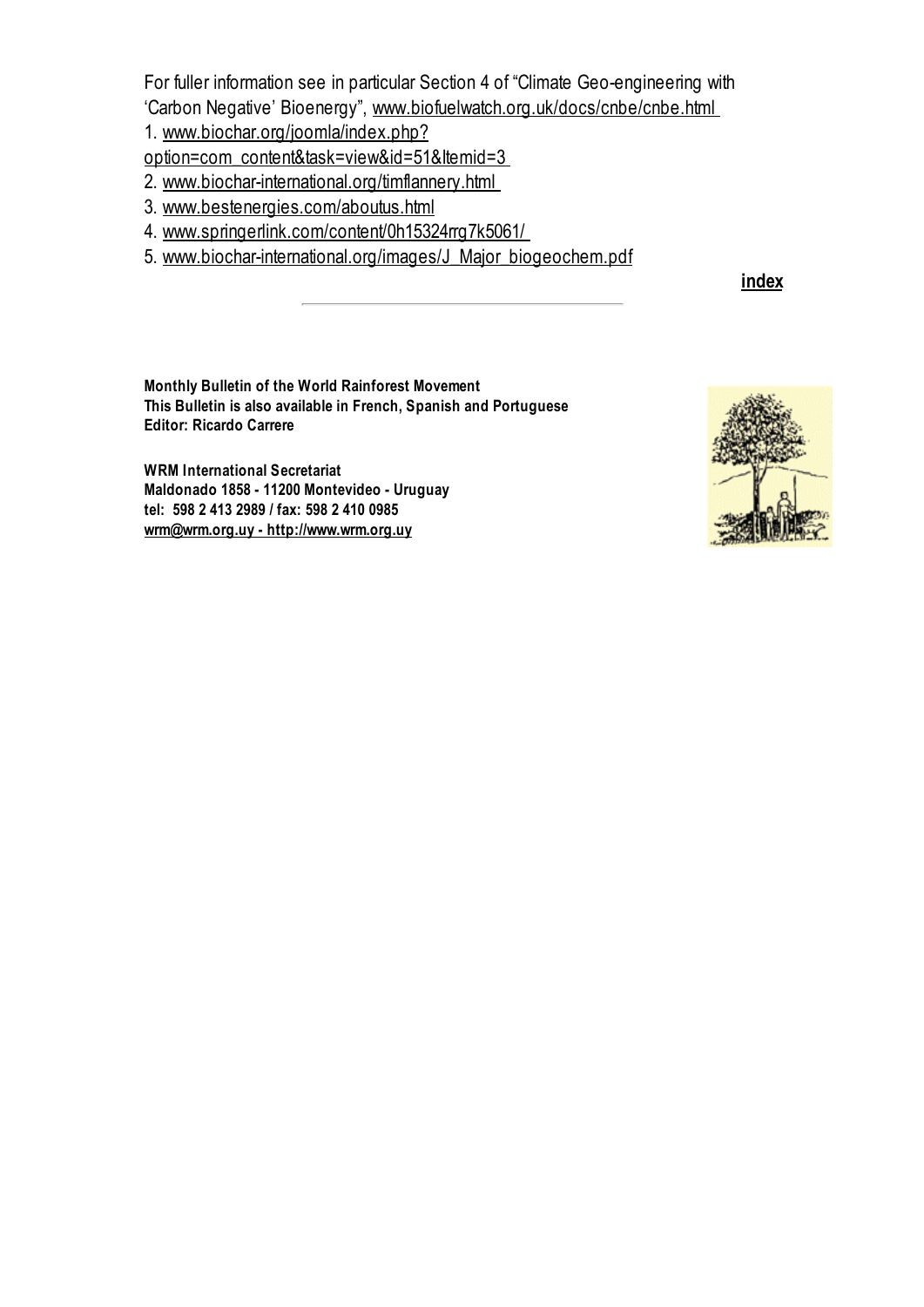For fuller information see in particular Section 4 of "Climate Geo-engineering with 'Carbon Negative' Bioenergy", www.biofuelwatch.org.uk/docs/cnbe/cnbe.html

1. www.biochar.org/joomla/index.php?option=com_content&task=view&id=51&Itemid=3
2. www.biochar-international.org/timflannery.html
3. www.bestenergies.com/aboutus.html
4. www.springerlink.com/content/0h15324rrg7k5061/
5. www.biochar-international.org/images/J_Major_biogeochem.pdf

**index**

---

**Monthly Bulletin of the World Rainforest Movement**
**This Bulletin is also available in French, Spanish and Portuguese**
**Editor: Ricardo Carrere**

**WRM International Secretariat**
**Maldonado 1858 - 11200 Montevideo - Uruguay**
**tel: 598 2 413 2989 / fax: 598 2 410 0985**
**wrm@wrm.org.uy - http://www.wrm.org.uy**